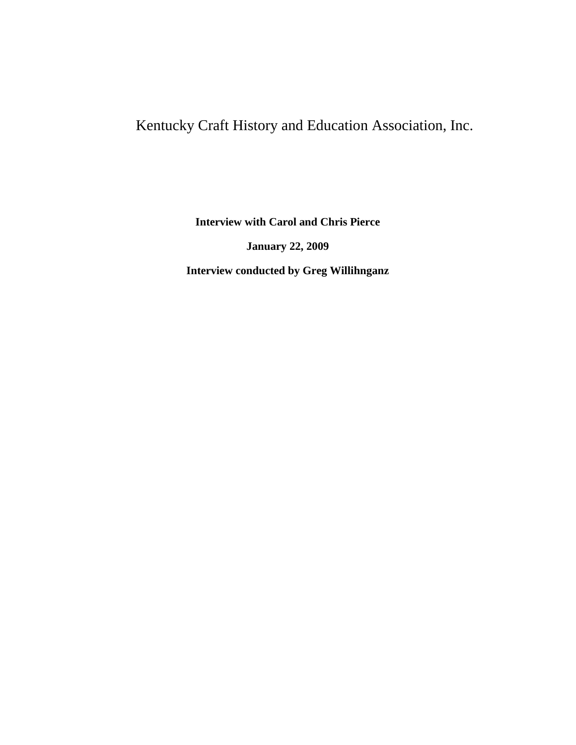# Kentucky Craft History and Education Association, Inc.

**Interview with Carol and Chris Pierce**

**January 22, 2009**

**Interview conducted by Greg Willihnganz**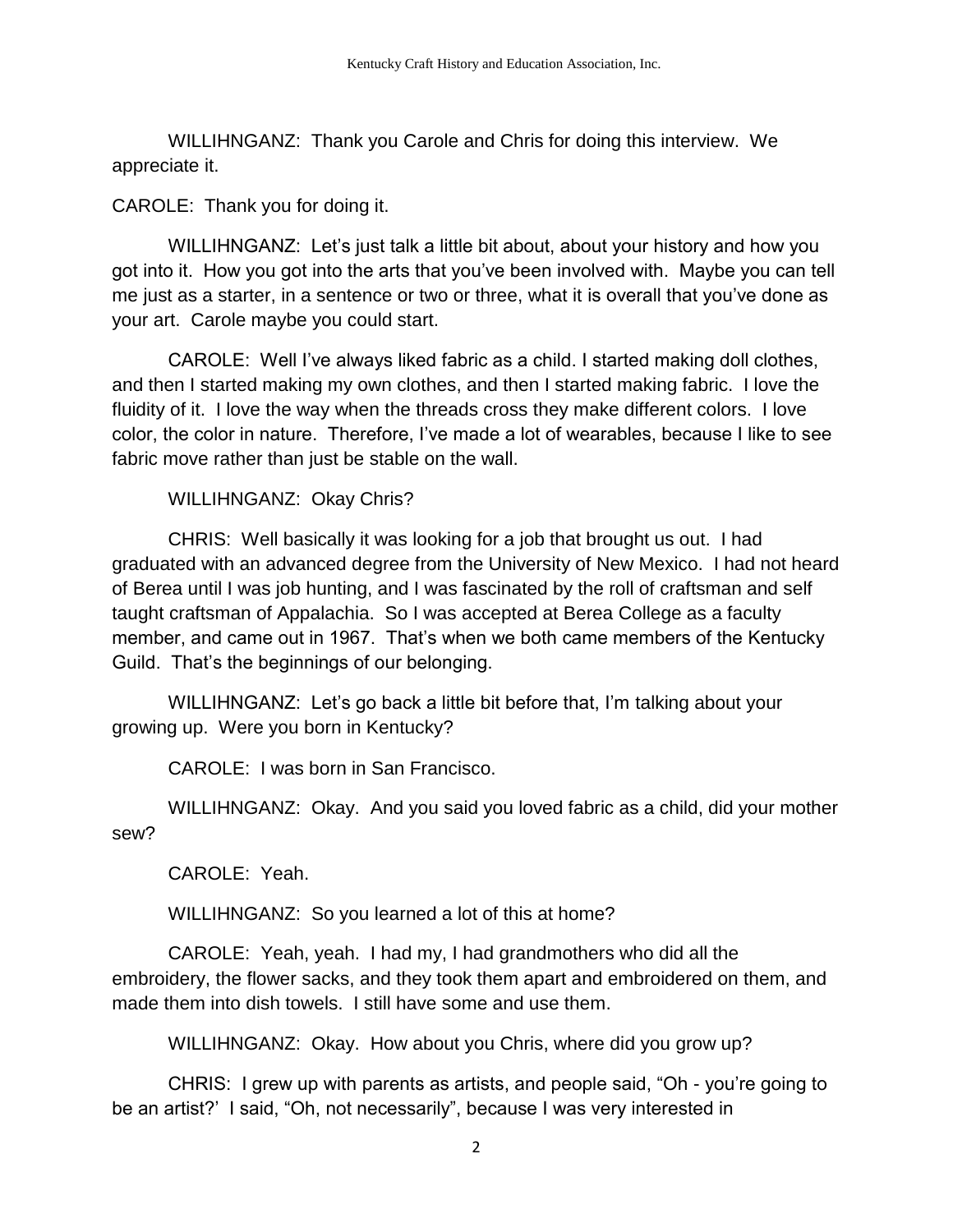WILLIHNGANZ: Thank you Carole and Chris for doing this interview. We appreciate it.

CAROLE: Thank you for doing it.

WILLIHNGANZ: Let's just talk a little bit about, about your history and how you got into it. How you got into the arts that you've been involved with. Maybe you can tell me just as a starter, in a sentence or two or three, what it is overall that you've done as your art. Carole maybe you could start.

CAROLE: Well I've always liked fabric as a child. I started making doll clothes, and then I started making my own clothes, and then I started making fabric. I love the fluidity of it. I love the way when the threads cross they make different colors. I love color, the color in nature. Therefore, I've made a lot of wearables, because I like to see fabric move rather than just be stable on the wall.

WILLIHNGANZ: Okay Chris?

CHRIS: Well basically it was looking for a job that brought us out. I had graduated with an advanced degree from the University of New Mexico. I had not heard of Berea until I was job hunting, and I was fascinated by the roll of craftsman and self taught craftsman of Appalachia. So I was accepted at Berea College as a faculty member, and came out in 1967. That's when we both came members of the Kentucky Guild. That's the beginnings of our belonging.

WILLIHNGANZ: Let's go back a little bit before that, I'm talking about your growing up. Were you born in Kentucky?

CAROLE: I was born in San Francisco.

WILLIHNGANZ: Okay. And you said you loved fabric as a child, did your mother sew?

CAROLE: Yeah.

WILLIHNGANZ: So you learned a lot of this at home?

CAROLE: Yeah, yeah. I had my, I had grandmothers who did all the embroidery, the flower sacks, and they took them apart and embroidered on them, and made them into dish towels. I still have some and use them.

WILLIHNGANZ: Okay. How about you Chris, where did you grow up?

CHRIS: I grew up with parents as artists, and people said, "Oh - you're going to be an artist?' I said, "Oh, not necessarily", because I was very interested in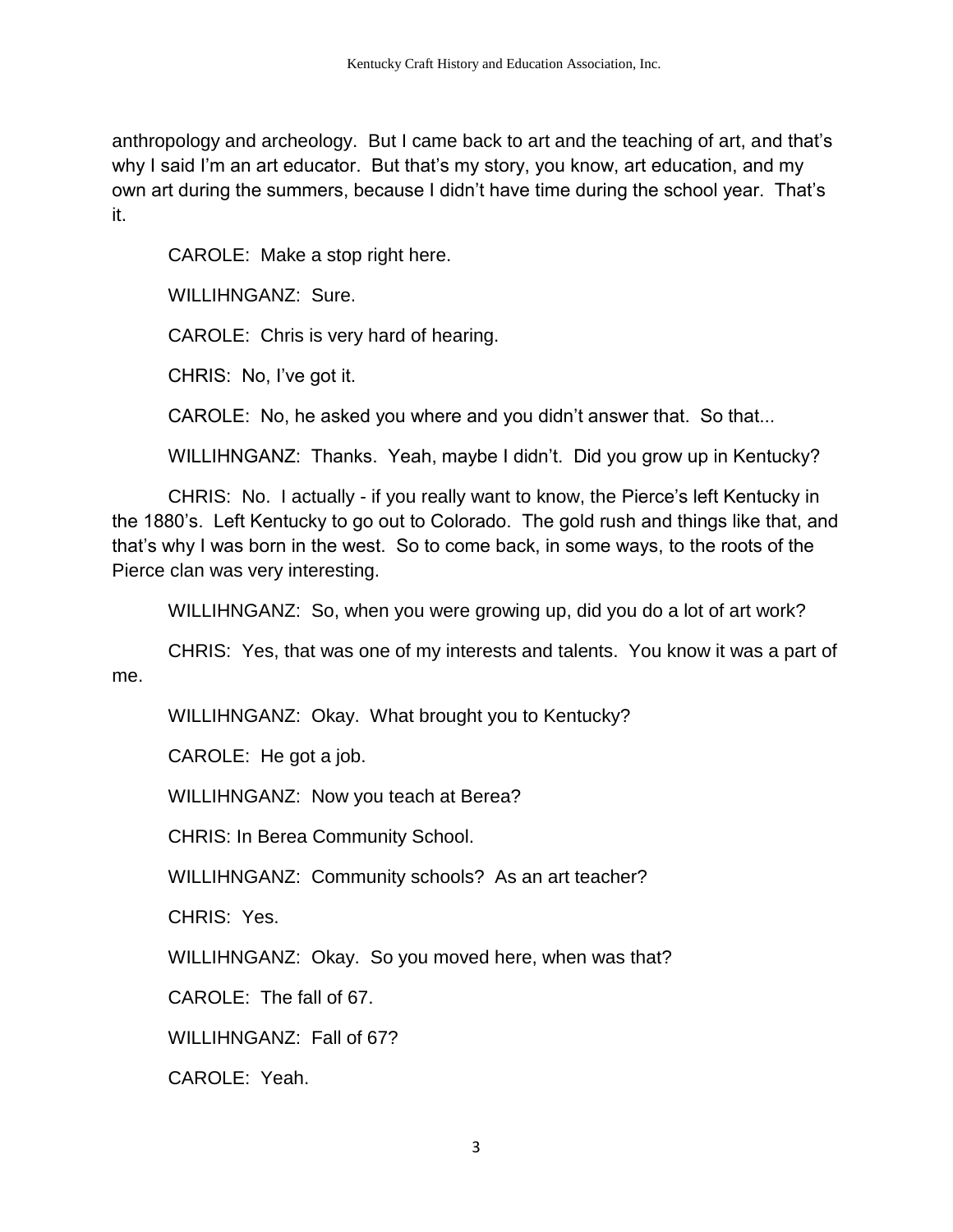anthropology and archeology. But I came back to art and the teaching of art, and that's why I said I'm an art educator. But that's my story, you know, art education, and my own art during the summers, because I didn't have time during the school year. That's it.

CAROLE: Make a stop right here.

WILLIHNGANZ: Sure.

CAROLE: Chris is very hard of hearing.

CHRIS: No, I've got it.

CAROLE: No, he asked you where and you didn't answer that. So that...

WILLIHNGANZ: Thanks. Yeah, maybe I didn't. Did you grow up in Kentucky?

CHRIS: No. I actually - if you really want to know, the Pierce's left Kentucky in the 1880's. Left Kentucky to go out to Colorado. The gold rush and things like that, and that's why I was born in the west. So to come back, in some ways, to the roots of the Pierce clan was very interesting.

WILLIHNGANZ: So, when you were growing up, did you do a lot of art work?

CHRIS: Yes, that was one of my interests and talents. You know it was a part of me.

WILLIHNGANZ: Okay. What brought you to Kentucky?

CAROLE: He got a job.

WILLIHNGANZ: Now you teach at Berea?

CHRIS: In Berea Community School.

WILLIHNGANZ: Community schools? As an art teacher?

CHRIS: Yes.

WILLIHNGANZ: Okay. So you moved here, when was that?

CAROLE: The fall of 67.

WILLIHNGANZ: Fall of 67?

CAROLE: Yeah.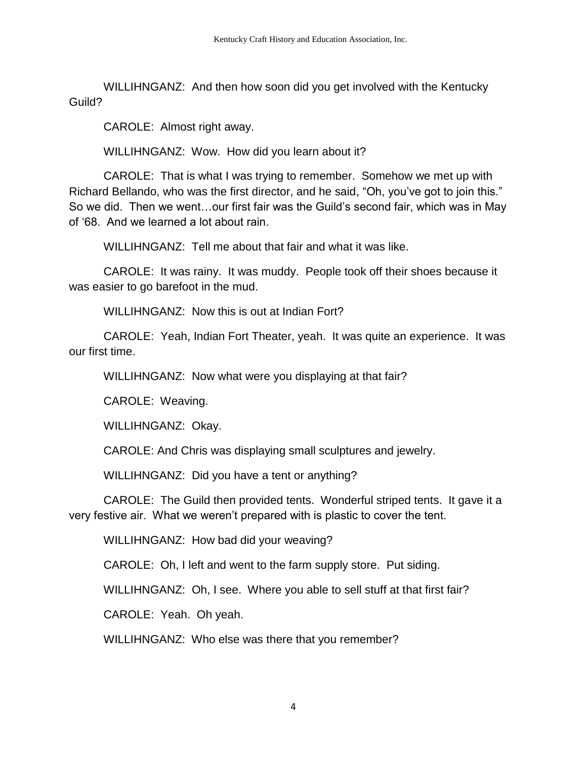WILLIHNGANZ: And then how soon did you get involved with the Kentucky Guild?

CAROLE: Almost right away.

WILLIHNGANZ: Wow. How did you learn about it?

CAROLE: That is what I was trying to remember. Somehow we met up with Richard Bellando, who was the first director, and he said, "Oh, you've got to join this." So we did. Then we went…our first fair was the Guild's second fair, which was in May of '68. And we learned a lot about rain.

WILLIHNGANZ: Tell me about that fair and what it was like.

CAROLE: It was rainy. It was muddy. People took off their shoes because it was easier to go barefoot in the mud.

WILLIHNGANZ: Now this is out at Indian Fort?

CAROLE: Yeah, Indian Fort Theater, yeah. It was quite an experience. It was our first time.

WILLIHNGANZ: Now what were you displaying at that fair?

CAROLE: Weaving.

WILLIHNGANZ: Okay.

CAROLE: And Chris was displaying small sculptures and jewelry.

WILLIHNGANZ: Did you have a tent or anything?

CAROLE: The Guild then provided tents. Wonderful striped tents. It gave it a very festive air. What we weren't prepared with is plastic to cover the tent.

WILLIHNGANZ: How bad did your weaving?

CAROLE: Oh, I left and went to the farm supply store. Put siding.

WILLIHNGANZ: Oh, I see. Where you able to sell stuff at that first fair?

CAROLE: Yeah. Oh yeah.

WILLIHNGANZ: Who else was there that you remember?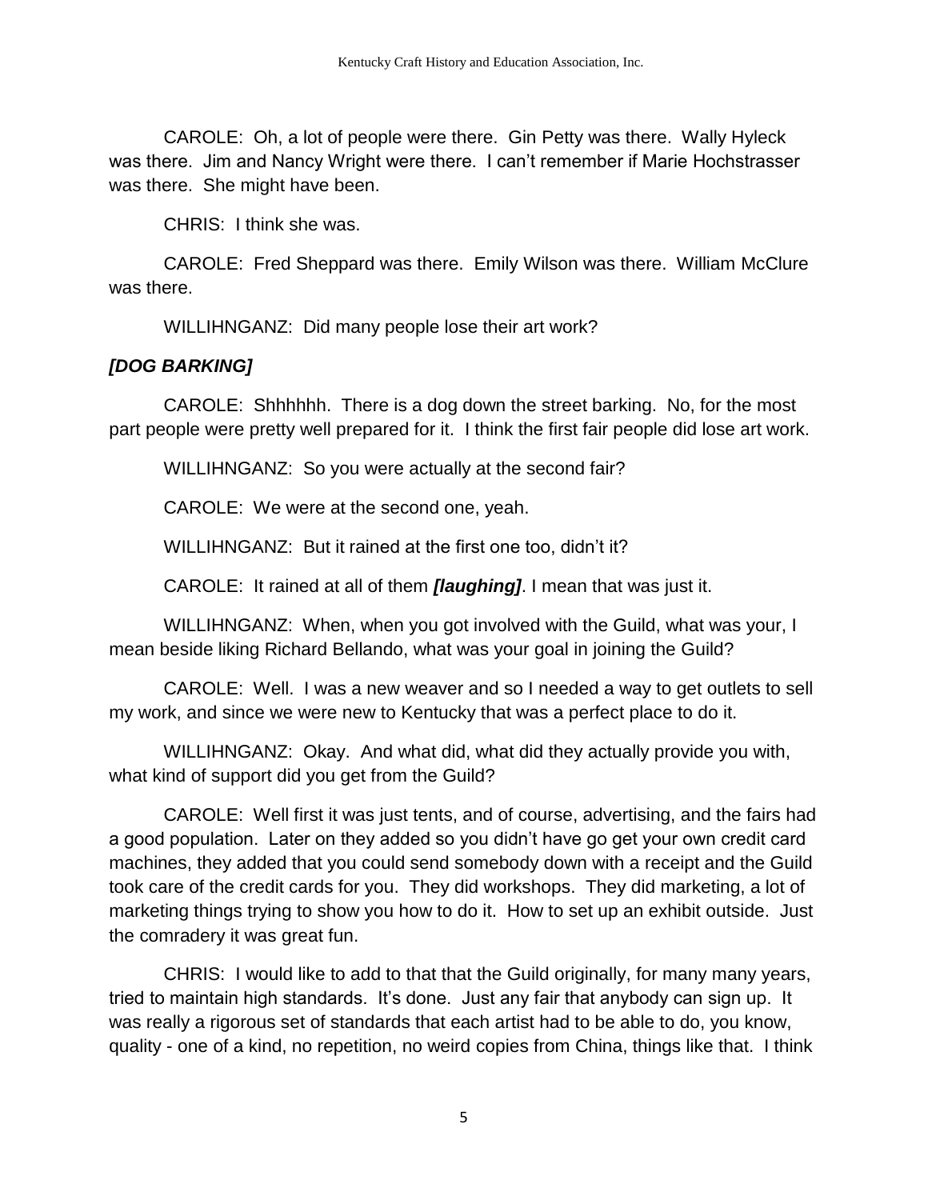CAROLE: Oh, a lot of people were there. Gin Petty was there. Wally Hyleck was there. Jim and Nancy Wright were there. I can't remember if Marie Hochstrasser was there. She might have been.

CHRIS: I think she was.

CAROLE: Fred Sheppard was there. Emily Wilson was there. William McClure was there.

WILLIHNGANZ: Did many people lose their art work?

***[DOG BARKING]***

CAROLE: Shhhhhh. There is a dog down the street barking. No, for the most part people were pretty well prepared for it. I think the first fair people did lose art work.

WILLIHNGANZ: So you were actually at the second fair?

CAROLE: We were at the second one, yeah.

WILLIHNGANZ: But it rained at the first one too, didn't it?

CAROLE: It rained at all of them ***[laughing]***. I mean that was just it.

WILLIHNGANZ: When, when you got involved with the Guild, what was your, I mean beside liking Richard Bellando, what was your goal in joining the Guild?

CAROLE: Well. I was a new weaver and so I needed a way to get outlets to sell my work, and since we were new to Kentucky that was a perfect place to do it.

WILLIHNGANZ: Okay. And what did, what did they actually provide you with, what kind of support did you get from the Guild?

CAROLE: Well first it was just tents, and of course, advertising, and the fairs had a good population. Later on they added so you didn't have go get your own credit card machines, they added that you could send somebody down with a receipt and the Guild took care of the credit cards for you. They did workshops. They did marketing, a lot of marketing things trying to show you how to do it. How to set up an exhibit outside. Just the comradery it was great fun.

CHRIS: I would like to add to that that the Guild originally, for many many years, tried to maintain high standards. It's done. Just any fair that anybody can sign up. It was really a rigorous set of standards that each artist had to be able to do, you know, quality - one of a kind, no repetition, no weird copies from China, things like that. I think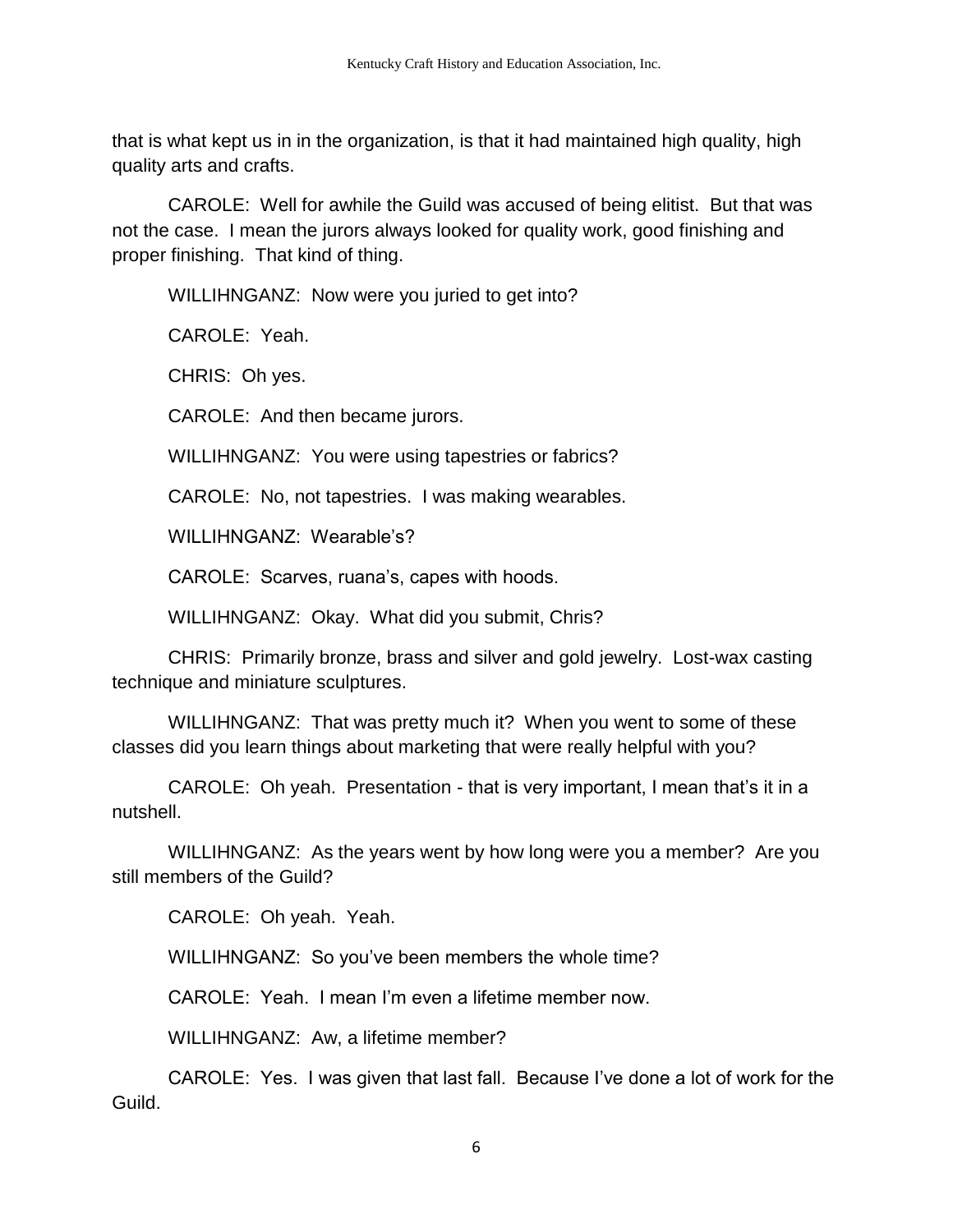that is what kept us in in the organization, is that it had maintained high quality, high quality arts and crafts.

CAROLE: Well for awhile the Guild was accused of being elitist. But that was not the case. I mean the jurors always looked for quality work, good finishing and proper finishing. That kind of thing.

WILLIHNGANZ: Now were you juried to get into?

CAROLE: Yeah.

CHRIS: Oh yes.

CAROLE: And then became jurors.

WILLIHNGANZ: You were using tapestries or fabrics?

CAROLE: No, not tapestries. I was making wearables.

WILLIHNGANZ: Wearable's?

CAROLE: Scarves, ruana's, capes with hoods.

WILLIHNGANZ: Okay. What did you submit, Chris?

CHRIS: Primarily bronze, brass and silver and gold jewelry. Lost-wax casting technique and miniature sculptures.

WILLIHNGANZ: That was pretty much it? When you went to some of these classes did you learn things about marketing that were really helpful with you?

CAROLE: Oh yeah. Presentation - that is very important, I mean that's it in a nutshell.

WILLIHNGANZ: As the years went by how long were you a member? Are you still members of the Guild?

CAROLE: Oh yeah. Yeah.

WILLIHNGANZ: So you've been members the whole time?

CAROLE: Yeah. I mean I'm even a lifetime member now.

WILLIHNGANZ: Aw, a lifetime member?

CAROLE: Yes. I was given that last fall. Because I've done a lot of work for the Guild.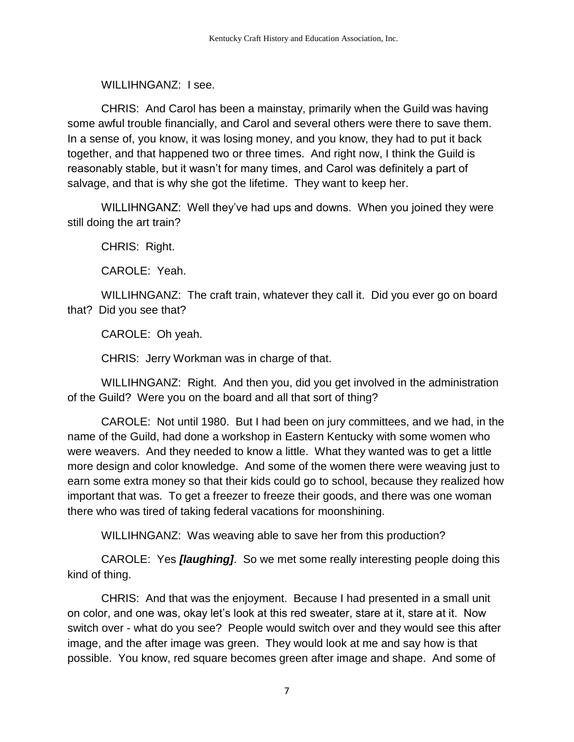WILLIHNGANZ: I see.

CHRIS: And Carol has been a mainstay, primarily when the Guild was having some awful trouble financially, and Carol and several others were there to save them. In a sense of, you know, it was losing money, and you know, they had to put it back together, and that happened two or three times. And right now, I think the Guild is reasonably stable, but it wasn't for many times, and Carol was definitely a part of salvage, and that is why she got the lifetime. They want to keep her.

WILLIHNGANZ: Well they've had ups and downs. When you joined they were still doing the art train?

CHRIS: Right.

CAROLE: Yeah.

WILLIHNGANZ: The craft train, whatever they call it. Did you ever go on board that? Did you see that?

CAROLE: Oh yeah.

CHRIS: Jerry Workman was in charge of that.

WILLIHNGANZ: Right. And then you, did you get involved in the administration of the Guild? Were you on the board and all that sort of thing?

CAROLE: Not until 1980. But I had been on jury committees, and we had, in the name of the Guild, had done a workshop in Eastern Kentucky with some women who were weavers. And they needed to know a little. What they wanted was to get a little more design and color knowledge. And some of the women there were weaving just to earn some extra money so that their kids could go to school, because they realized how important that was. To get a freezer to freeze their goods, and there was one woman there who was tired of taking federal vacations for moonshining.

WILLIHNGANZ: Was weaving able to save her from this production?

CAROLE: Yes ***[laughing]***. So we met some really interesting people doing this kind of thing.

CHRIS: And that was the enjoyment. Because I had presented in a small unit on color, and one was, okay let's look at this red sweater, stare at it, stare at it. Now switch over - what do you see? People would switch over and they would see this after image, and the after image was green. They would look at me and say how is that possible. You know, red square becomes green after image and shape. And some of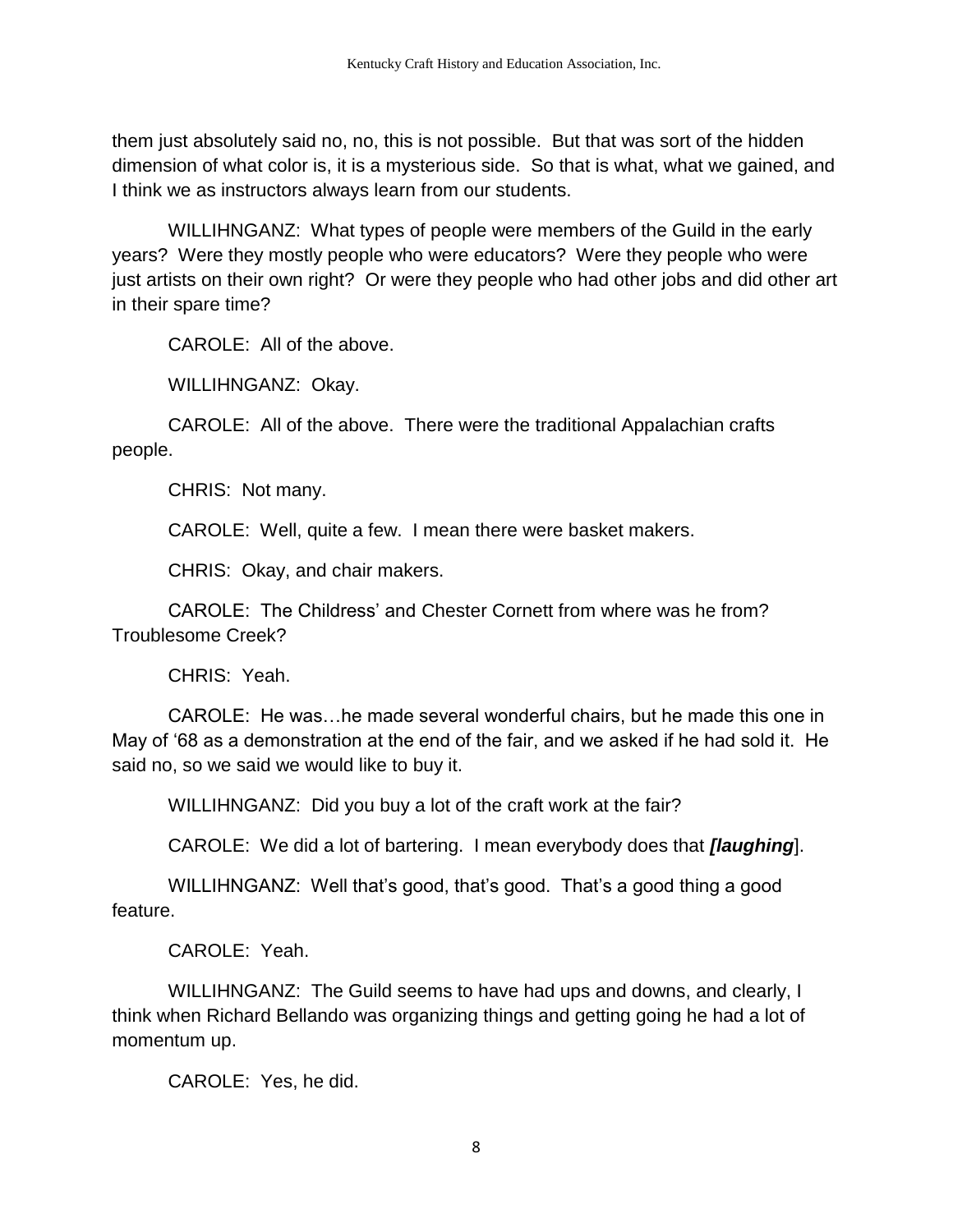them just absolutely said no, no, this is not possible. But that was sort of the hidden dimension of what color is, it is a mysterious side. So that is what, what we gained, and I think we as instructors always learn from our students.

WILLIHNGANZ: What types of people were members of the Guild in the early years? Were they mostly people who were educators? Were they people who were just artists on their own right? Or were they people who had other jobs and did other art in their spare time?

CAROLE: All of the above.

WILLIHNGANZ: Okay.

CAROLE: All of the above. There were the traditional Appalachian crafts people.

CHRIS: Not many.

CAROLE: Well, quite a few. I mean there were basket makers.

CHRIS: Okay, and chair makers.

CAROLE: The Childress' and Chester Cornett from where was he from? Troublesome Creek?

CHRIS: Yeah.

CAROLE: He was…he made several wonderful chairs, but he made this one in May of '68 as a demonstration at the end of the fair, and we asked if he had sold it. He said no, so we said we would like to buy it.

WILLIHNGANZ: Did you buy a lot of the craft work at the fair?

CAROLE: We did a lot of bartering. I mean everybody does that ***[laughing***].

WILLIHNGANZ: Well that's good, that's good. That's a good thing a good feature.

CAROLE: Yeah.

WILLIHNGANZ: The Guild seems to have had ups and downs, and clearly, I think when Richard Bellando was organizing things and getting going he had a lot of momentum up.

CAROLE: Yes, he did.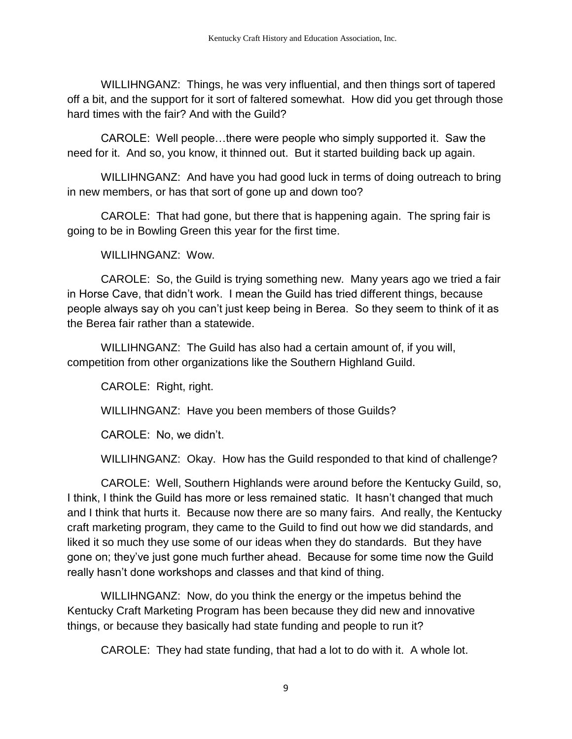WILLIHNGANZ: Things, he was very influential, and then things sort of tapered off a bit, and the support for it sort of faltered somewhat. How did you get through those hard times with the fair? And with the Guild?

CAROLE: Well people…there were people who simply supported it. Saw the need for it. And so, you know, it thinned out. But it started building back up again.

WILLIHNGANZ: And have you had good luck in terms of doing outreach to bring in new members, or has that sort of gone up and down too?

CAROLE: That had gone, but there that is happening again. The spring fair is going to be in Bowling Green this year for the first time.

WILLIHNGANZ: Wow.

CAROLE: So, the Guild is trying something new. Many years ago we tried a fair in Horse Cave, that didn't work. I mean the Guild has tried different things, because people always say oh you can't just keep being in Berea. So they seem to think of it as the Berea fair rather than a statewide.

WILLIHNGANZ: The Guild has also had a certain amount of, if you will, competition from other organizations like the Southern Highland Guild.

CAROLE: Right, right.

WILLIHNGANZ: Have you been members of those Guilds?

CAROLE: No, we didn't.

WILLIHNGANZ: Okay. How has the Guild responded to that kind of challenge?

CAROLE: Well, Southern Highlands were around before the Kentucky Guild, so, I think, I think the Guild has more or less remained static. It hasn't changed that much and I think that hurts it. Because now there are so many fairs. And really, the Kentucky craft marketing program, they came to the Guild to find out how we did standards, and liked it so much they use some of our ideas when they do standards. But they have gone on; they've just gone much further ahead. Because for some time now the Guild really hasn't done workshops and classes and that kind of thing.

WILLIHNGANZ: Now, do you think the energy or the impetus behind the Kentucky Craft Marketing Program has been because they did new and innovative things, or because they basically had state funding and people to run it?

CAROLE: They had state funding, that had a lot to do with it. A whole lot.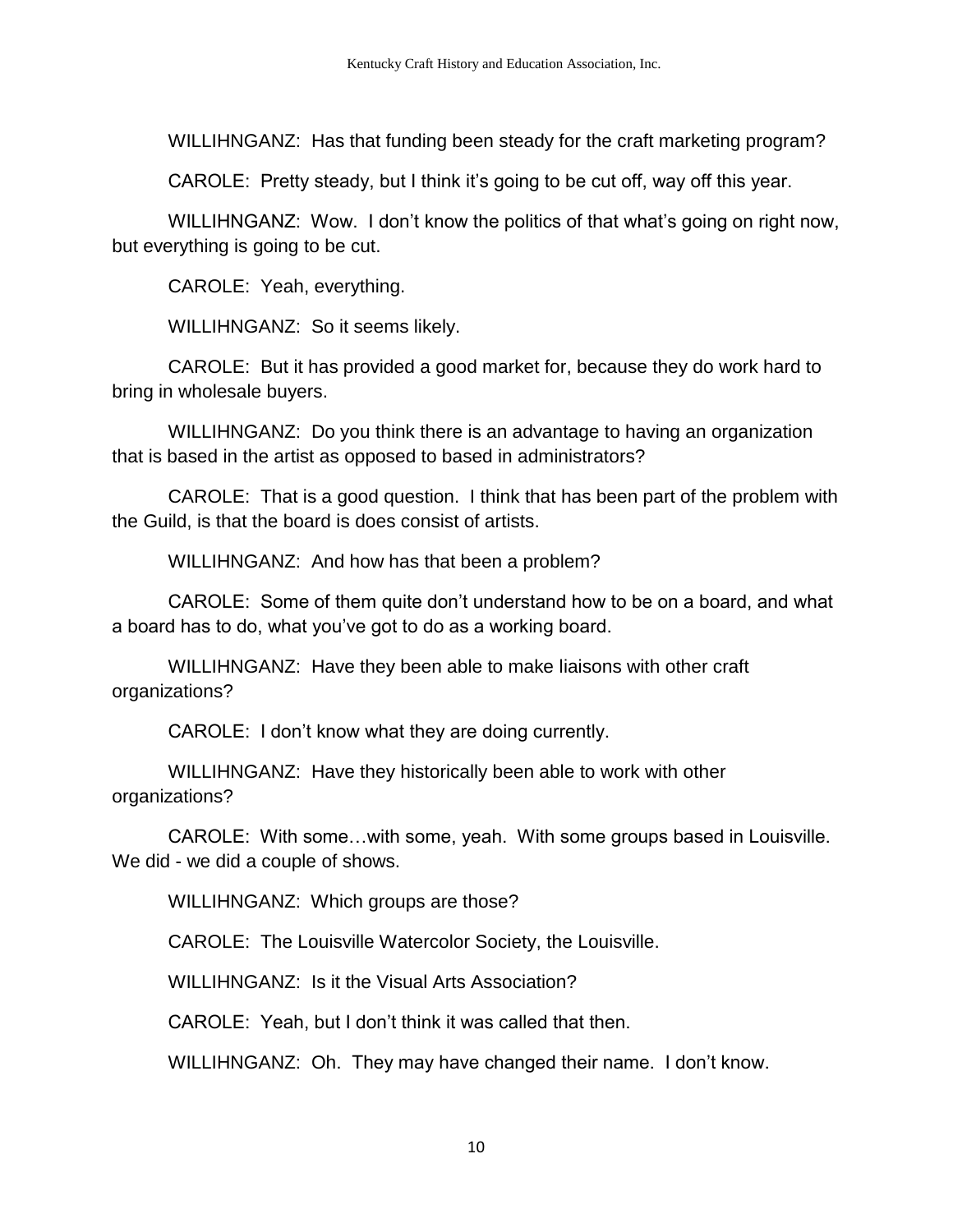WILLIHNGANZ: Has that funding been steady for the craft marketing program?

CAROLE: Pretty steady, but I think it's going to be cut off, way off this year.

WILLIHNGANZ: Wow. I don't know the politics of that what's going on right now, but everything is going to be cut.

CAROLE: Yeah, everything.

WILLIHNGANZ: So it seems likely.

CAROLE: But it has provided a good market for, because they do work hard to bring in wholesale buyers.

WILLIHNGANZ: Do you think there is an advantage to having an organization that is based in the artist as opposed to based in administrators?

CAROLE: That is a good question. I think that has been part of the problem with the Guild, is that the board is does consist of artists.

WILLIHNGANZ: And how has that been a problem?

CAROLE: Some of them quite don't understand how to be on a board, and what a board has to do, what you've got to do as a working board.

WILLIHNGANZ: Have they been able to make liaisons with other craft organizations?

CAROLE: I don't know what they are doing currently.

WILLIHNGANZ: Have they historically been able to work with other organizations?

CAROLE: With some…with some, yeah. With some groups based in Louisville. We did - we did a couple of shows.

WILLIHNGANZ: Which groups are those?

CAROLE: The Louisville Watercolor Society, the Louisville.

WILLIHNGANZ: Is it the Visual Arts Association?

CAROLE: Yeah, but I don't think it was called that then.

WILLIHNGANZ: Oh. They may have changed their name. I don't know.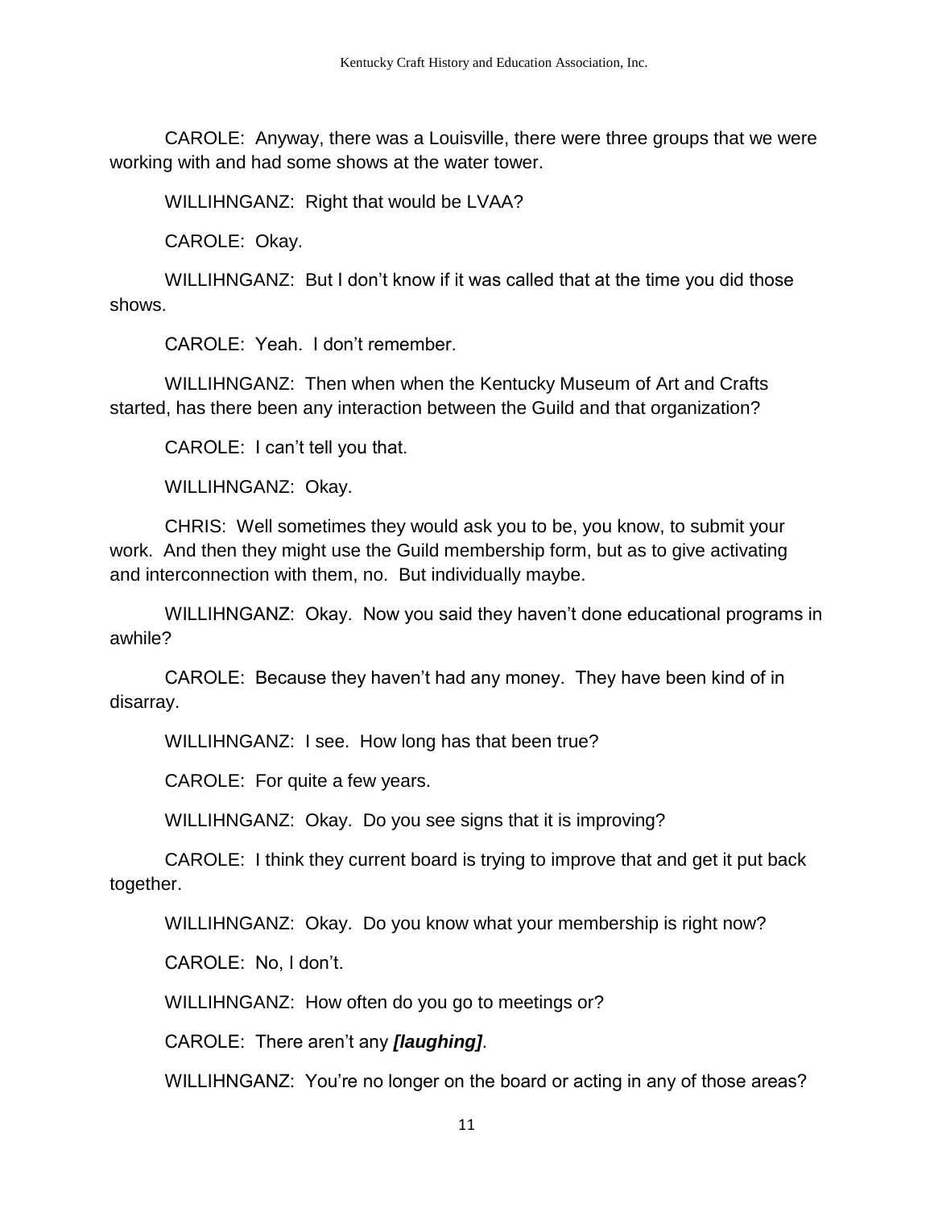CAROLE: Anyway, there was a Louisville, there were three groups that we were working with and had some shows at the water tower.

WILLIHNGANZ: Right that would be LVAA?

CAROLE: Okay.

WILLIHNGANZ: But I don't know if it was called that at the time you did those shows.

CAROLE: Yeah. I don't remember.

WILLIHNGANZ: Then when when the Kentucky Museum of Art and Crafts started, has there been any interaction between the Guild and that organization?

CAROLE: I can't tell you that.

WILLIHNGANZ: Okay.

CHRIS: Well sometimes they would ask you to be, you know, to submit your work. And then they might use the Guild membership form, but as to give activating and interconnection with them, no. But individually maybe.

WILLIHNGANZ: Okay. Now you said they haven't done educational programs in awhile?

CAROLE: Because they haven't had any money. They have been kind of in disarray.

WILLIHNGANZ: I see. How long has that been true?

CAROLE: For quite a few years.

WILLIHNGANZ: Okay. Do you see signs that it is improving?

CAROLE: I think they current board is trying to improve that and get it put back together.

WILLIHNGANZ: Okay. Do you know what your membership is right now?

CAROLE: No, I don't.

WILLIHNGANZ: How often do you go to meetings or?

CAROLE: There aren't any ***[laughing]***.

WILLIHNGANZ: You're no longer on the board or acting in any of those areas?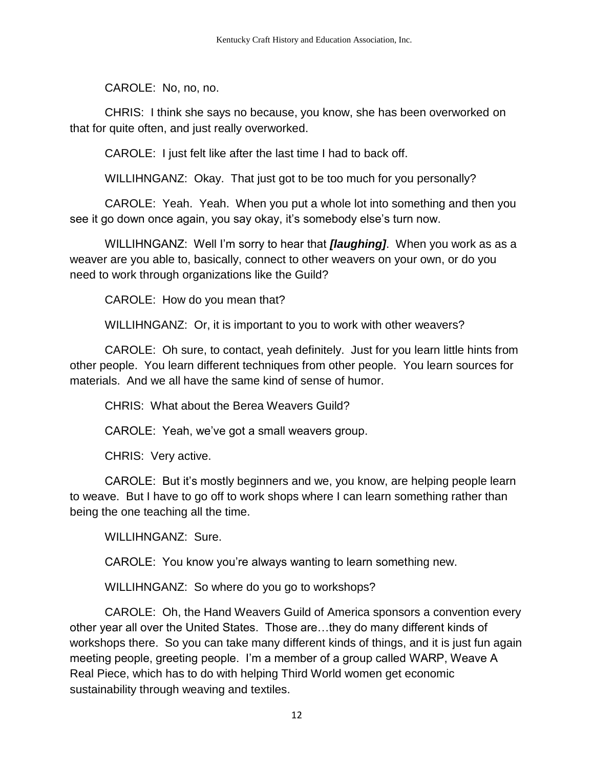CAROLE: No, no, no.

CHRIS: I think she says no because, you know, she has been overworked on that for quite often, and just really overworked.

CAROLE: I just felt like after the last time I had to back off.

WILLIHNGANZ: Okay. That just got to be too much for you personally?

CAROLE: Yeah. Yeah. When you put a whole lot into something and then you see it go down once again, you say okay, it's somebody else's turn now.

WILLIHNGANZ: Well I'm sorry to hear that ***[laughing]***. When you work as as a weaver are you able to, basically, connect to other weavers on your own, or do you need to work through organizations like the Guild?

CAROLE: How do you mean that?

WILLIHNGANZ: Or, it is important to you to work with other weavers?

CAROLE: Oh sure, to contact, yeah definitely. Just for you learn little hints from other people. You learn different techniques from other people. You learn sources for materials. And we all have the same kind of sense of humor.

CHRIS: What about the Berea Weavers Guild?

CAROLE: Yeah, we've got a small weavers group.

CHRIS: Very active.

CAROLE: But it's mostly beginners and we, you know, are helping people learn to weave. But I have to go off to work shops where I can learn something rather than being the one teaching all the time.

WILLIHNGANZ: Sure.

CAROLE: You know you're always wanting to learn something new.

WILLIHNGANZ: So where do you go to workshops?

CAROLE: Oh, the Hand Weavers Guild of America sponsors a convention every other year all over the United States. Those are…they do many different kinds of workshops there. So you can take many different kinds of things, and it is just fun again meeting people, greeting people. I'm a member of a group called WARP, Weave A Real Piece, which has to do with helping Third World women get economic sustainability through weaving and textiles.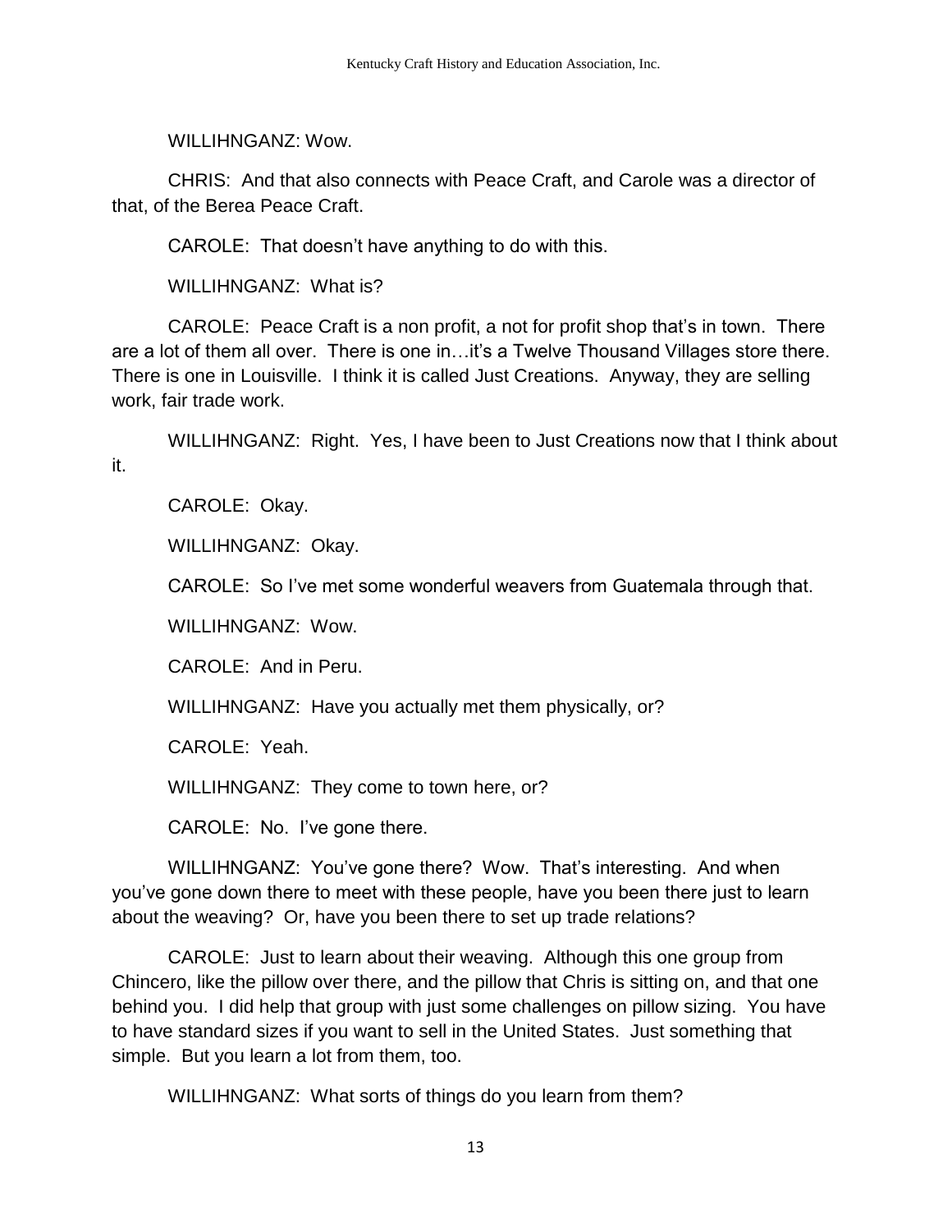WILLIHNGANZ: Wow.

CHRIS: And that also connects with Peace Craft, and Carole was a director of that, of the Berea Peace Craft.

CAROLE: That doesn't have anything to do with this.

WILLIHNGANZ: What is?

CAROLE: Peace Craft is a non profit, a not for profit shop that's in town. There are a lot of them all over. There is one in…it's a Twelve Thousand Villages store there. There is one in Louisville. I think it is called Just Creations. Anyway, they are selling work, fair trade work.

WILLIHNGANZ: Right. Yes, I have been to Just Creations now that I think about it.

CAROLE: Okay.

WILLIHNGANZ: Okay.

CAROLE: So I've met some wonderful weavers from Guatemala through that.

WILLIHNGANZ: Wow.

CAROLE: And in Peru.

WILLIHNGANZ: Have you actually met them physically, or?

CAROLE: Yeah.

WILLIHNGANZ: They come to town here, or?

CAROLE: No. I've gone there.

WILLIHNGANZ: You've gone there? Wow. That's interesting. And when you've gone down there to meet with these people, have you been there just to learn about the weaving? Or, have you been there to set up trade relations?

CAROLE: Just to learn about their weaving. Although this one group from Chincero, like the pillow over there, and the pillow that Chris is sitting on, and that one behind you. I did help that group with just some challenges on pillow sizing. You have to have standard sizes if you want to sell in the United States. Just something that simple. But you learn a lot from them, too.

WILLIHNGANZ: What sorts of things do you learn from them?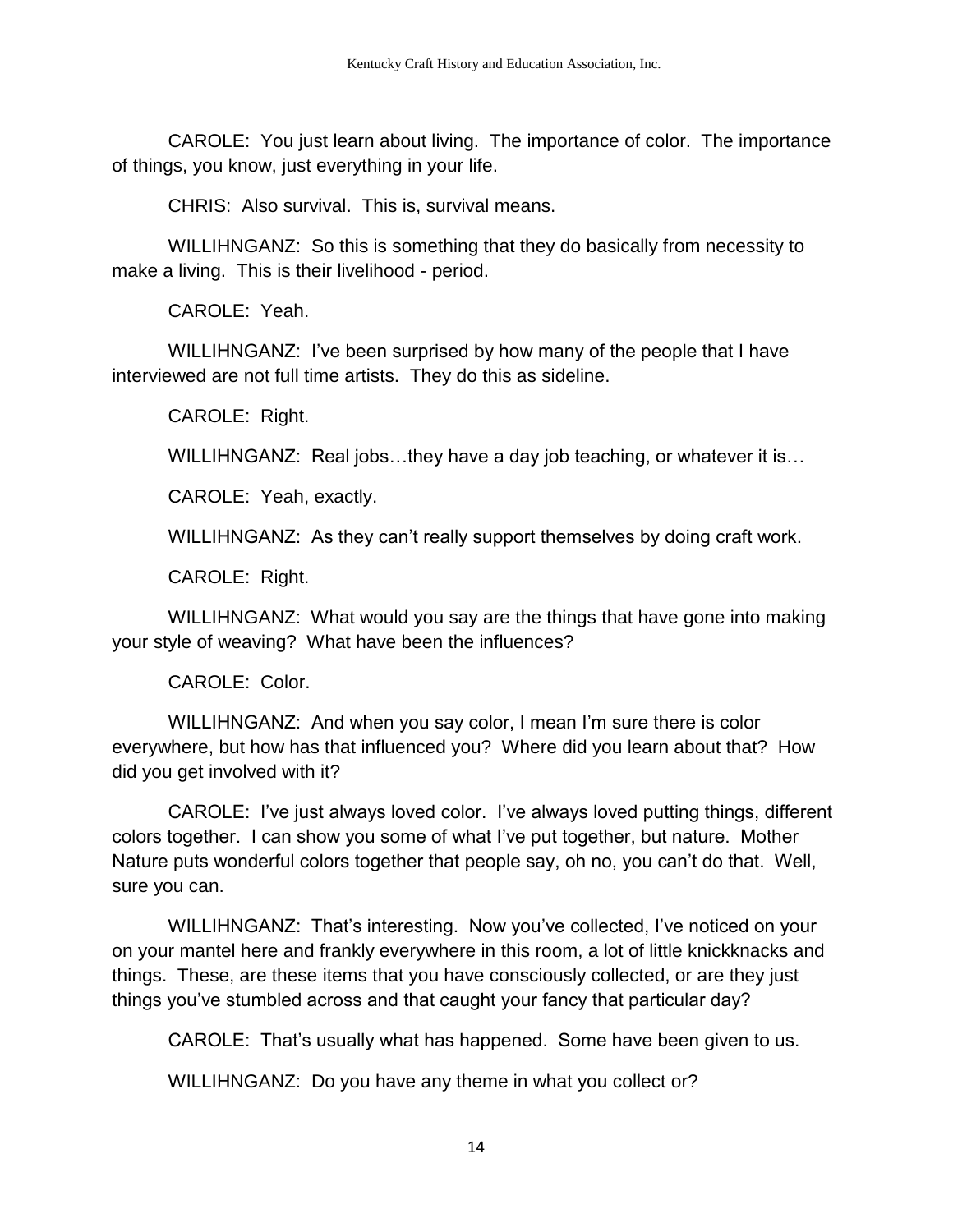CAROLE: You just learn about living. The importance of color. The importance of things, you know, just everything in your life.

CHRIS: Also survival. This is, survival means.

WILLIHNGANZ: So this is something that they do basically from necessity to make a living. This is their livelihood - period.

CAROLE: Yeah.

WILLIHNGANZ: I've been surprised by how many of the people that I have interviewed are not full time artists. They do this as sideline.

CAROLE: Right.

WILLIHNGANZ: Real jobs…they have a day job teaching, or whatever it is…

CAROLE: Yeah, exactly.

WILLIHNGANZ: As they can't really support themselves by doing craft work.

CAROLE: Right.

WILLIHNGANZ: What would you say are the things that have gone into making your style of weaving? What have been the influences?

CAROLE: Color.

WILLIHNGANZ: And when you say color, I mean I'm sure there is color everywhere, but how has that influenced you? Where did you learn about that? How did you get involved with it?

CAROLE: I've just always loved color. I've always loved putting things, different colors together. I can show you some of what I've put together, but nature. Mother Nature puts wonderful colors together that people say, oh no, you can't do that. Well, sure you can.

WILLIHNGANZ: That's interesting. Now you've collected, I've noticed on your on your mantel here and frankly everywhere in this room, a lot of little knickknacks and things. These, are these items that you have consciously collected, or are they just things you've stumbled across and that caught your fancy that particular day?

CAROLE: That's usually what has happened. Some have been given to us.

WILLIHNGANZ: Do you have any theme in what you collect or?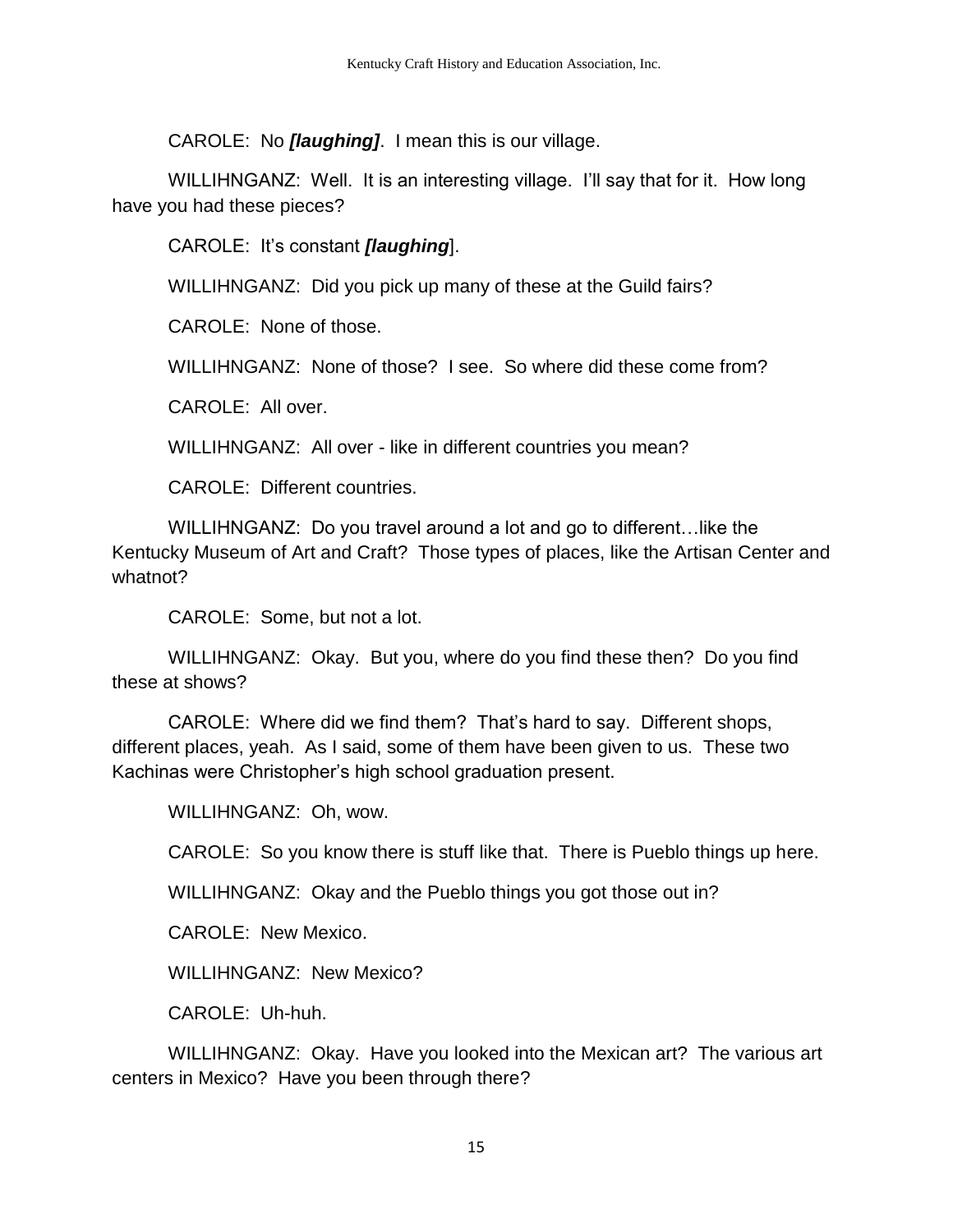CAROLE: No ***[laughing]***. I mean this is our village.

WILLIHNGANZ: Well. It is an interesting village. I'll say that for it. How long have you had these pieces?

CAROLE: It's constant ***[laughing]***.

WILLIHNGANZ: Did you pick up many of these at the Guild fairs?

CAROLE: None of those.

WILLIHNGANZ: None of those? I see. So where did these come from?

CAROLE: All over.

WILLIHNGANZ: All over - like in different countries you mean?

CAROLE: Different countries.

WILLIHNGANZ: Do you travel around a lot and go to different…like the Kentucky Museum of Art and Craft? Those types of places, like the Artisan Center and whatnot?

CAROLE: Some, but not a lot.

WILLIHNGANZ: Okay. But you, where do you find these then? Do you find these at shows?

CAROLE: Where did we find them? That's hard to say. Different shops, different places, yeah. As I said, some of them have been given to us. These two Kachinas were Christopher's high school graduation present.

WILLIHNGANZ: Oh, wow.

CAROLE: So you know there is stuff like that. There is Pueblo things up here.

WILLIHNGANZ: Okay and the Pueblo things you got those out in?

CAROLE: New Mexico.

WILLIHNGANZ: New Mexico?

CAROLE: Uh-huh.

WILLIHNGANZ: Okay. Have you looked into the Mexican art? The various art centers in Mexico? Have you been through there?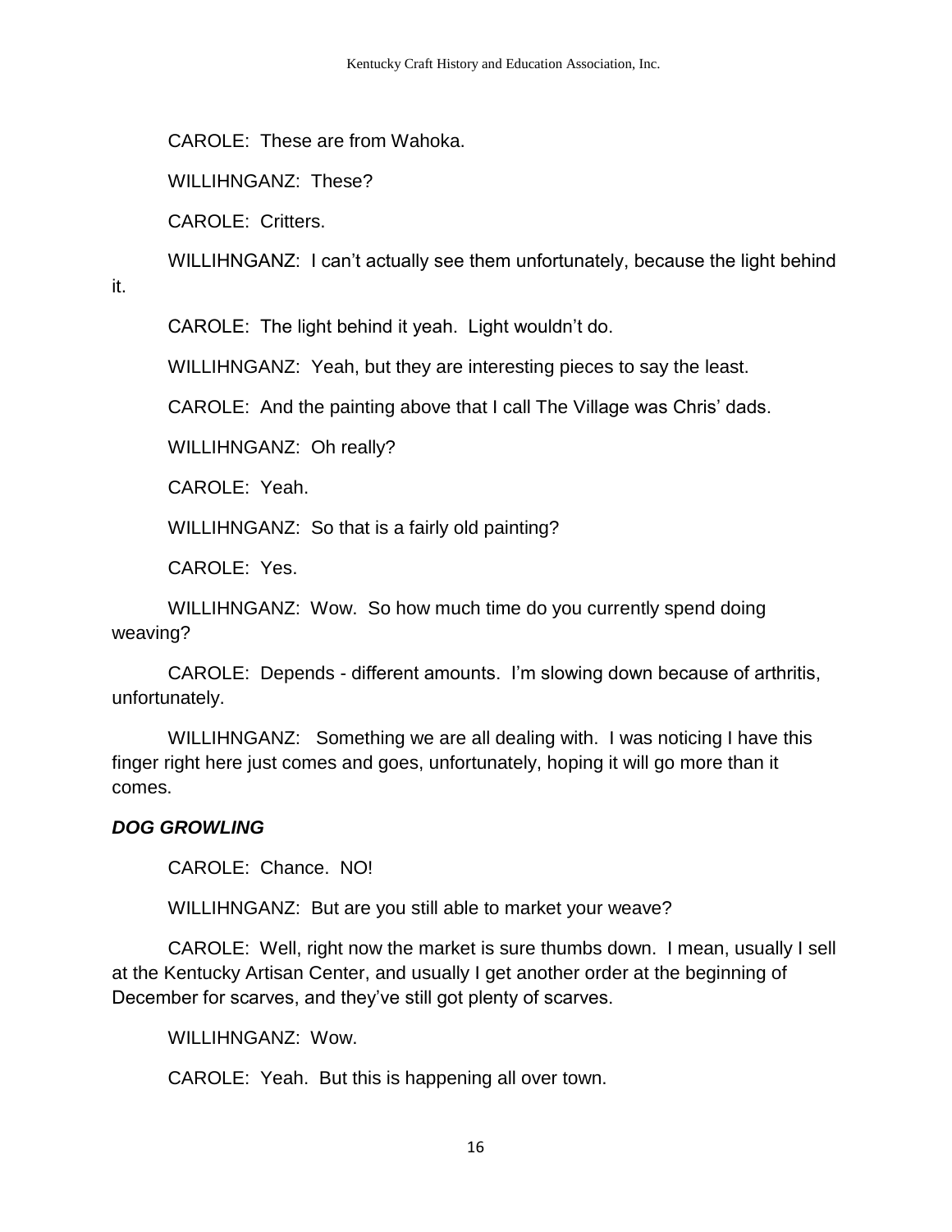CAROLE: These are from Wahoka.

WILLIHNGANZ: These?

CAROLE: Critters.

WILLIHNGANZ: I can't actually see them unfortunately, because the light behind it.

CAROLE: The light behind it yeah. Light wouldn't do.

WILLIHNGANZ: Yeah, but they are interesting pieces to say the least.

CAROLE: And the painting above that I call The Village was Chris' dads.

WILLIHNGANZ: Oh really?

CAROLE: Yeah.

WILLIHNGANZ: So that is a fairly old painting?

CAROLE: Yes.

WILLIHNGANZ: Wow. So how much time do you currently spend doing weaving?

CAROLE: Depends - different amounts. I'm slowing down because of arthritis, unfortunately.

WILLIHNGANZ: Something we are all dealing with. I was noticing I have this finger right here just comes and goes, unfortunately, hoping it will go more than it comes.

***DOG GROWLING***

CAROLE: Chance. NO!

WILLIHNGANZ: But are you still able to market your weave?

CAROLE: Well, right now the market is sure thumbs down. I mean, usually I sell at the Kentucky Artisan Center, and usually I get another order at the beginning of December for scarves, and they've still got plenty of scarves.

WILLIHNGANZ: Wow.

CAROLE: Yeah. But this is happening all over town.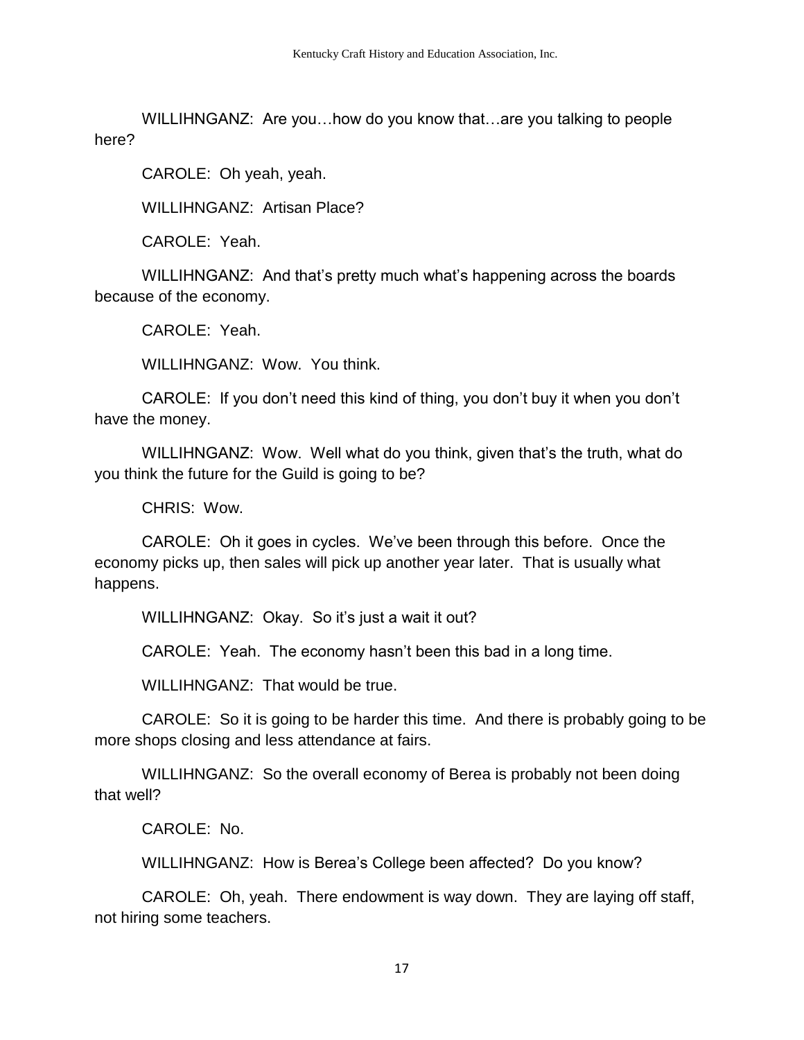WILLIHNGANZ: Are you…how do you know that…are you talking to people here?

CAROLE: Oh yeah, yeah.

WILLIHNGANZ: Artisan Place?

CAROLE: Yeah.

WILLIHNGANZ: And that's pretty much what's happening across the boards because of the economy.

CAROLE: Yeah.

WILLIHNGANZ: Wow. You think.

CAROLE: If you don't need this kind of thing, you don't buy it when you don't have the money.

WILLIHNGANZ: Wow. Well what do you think, given that's the truth, what do you think the future for the Guild is going to be?

CHRIS: Wow.

CAROLE: Oh it goes in cycles. We've been through this before. Once the economy picks up, then sales will pick up another year later. That is usually what happens.

WILLIHNGANZ: Okay. So it's just a wait it out?

CAROLE: Yeah. The economy hasn't been this bad in a long time.

WILLIHNGANZ: That would be true.

CAROLE: So it is going to be harder this time. And there is probably going to be more shops closing and less attendance at fairs.

WILLIHNGANZ: So the overall economy of Berea is probably not been doing that well?

CAROLE: No.

WILLIHNGANZ: How is Berea's College been affected? Do you know?

CAROLE: Oh, yeah. There endowment is way down. They are laying off staff, not hiring some teachers.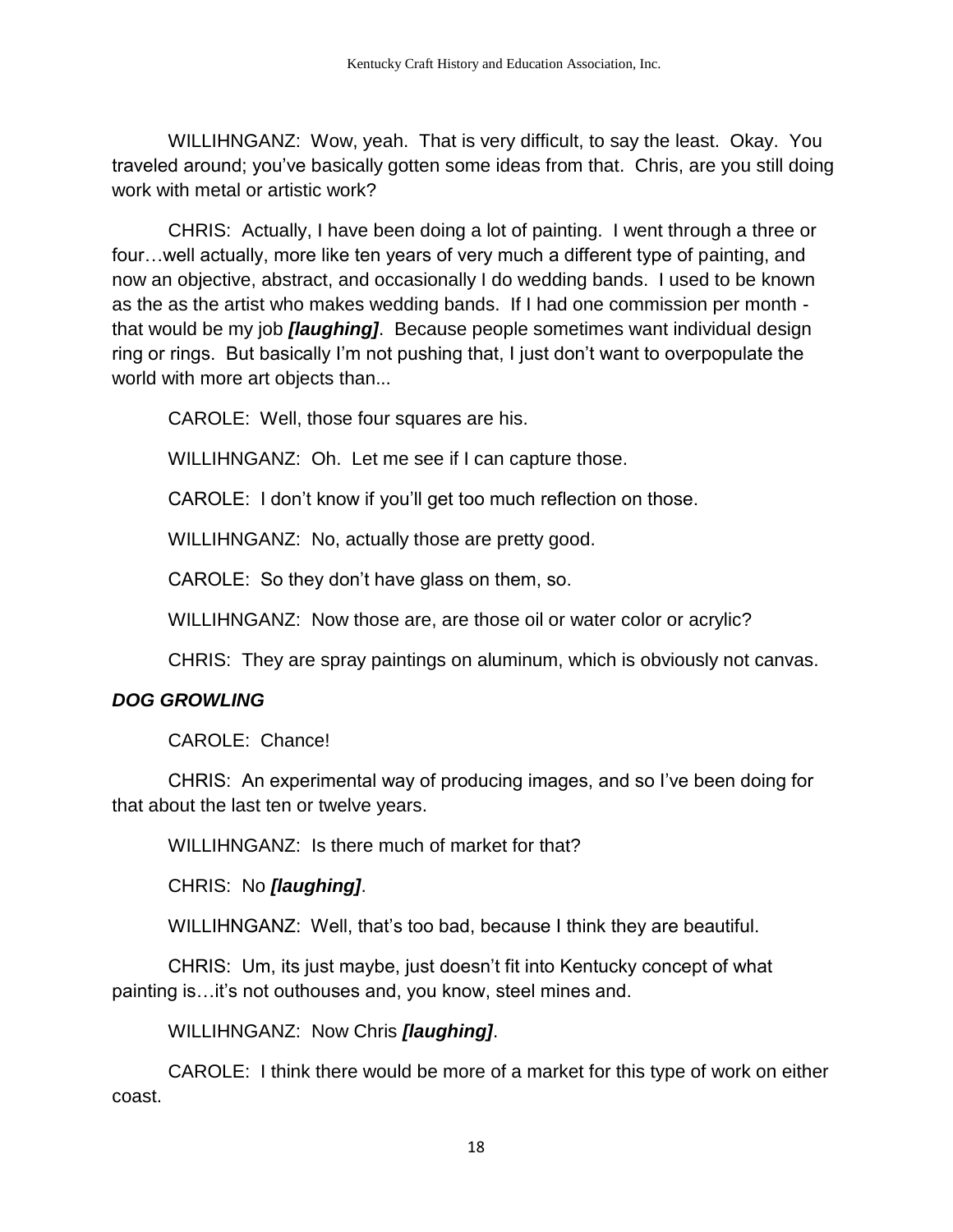WILLIHNGANZ: Wow, yeah. That is very difficult, to say the least. Okay. You traveled around; you've basically gotten some ideas from that. Chris, are you still doing work with metal or artistic work?

CHRIS: Actually, I have been doing a lot of painting. I went through a three or four…well actually, more like ten years of very much a different type of painting, and now an objective, abstract, and occasionally I do wedding bands. I used to be known as the as the artist who makes wedding bands. If I had one commission per month - that would be my job ***[laughing]***. Because people sometimes want individual design ring or rings. But basically I'm not pushing that, I just don't want to overpopulate the world with more art objects than...

CAROLE: Well, those four squares are his.

WILLIHNGANZ: Oh. Let me see if I can capture those.

CAROLE: I don't know if you'll get too much reflection on those.

WILLIHNGANZ: No, actually those are pretty good.

CAROLE: So they don't have glass on them, so.

WILLIHNGANZ: Now those are, are those oil or water color or acrylic?

CHRIS: They are spray paintings on aluminum, which is obviously not canvas.

***DOG GROWLING***

CAROLE: Chance!

CHRIS: An experimental way of producing images, and so I've been doing for that about the last ten or twelve years.

WILLIHNGANZ: Is there much of market for that?

CHRIS: No ***[laughing]***.

WILLIHNGANZ: Well, that's too bad, because I think they are beautiful.

CHRIS: Um, its just maybe, just doesn't fit into Kentucky concept of what painting is…it's not outhouses and, you know, steel mines and.

WILLIHNGANZ: Now Chris ***[laughing]***.

CAROLE: I think there would be more of a market for this type of work on either coast.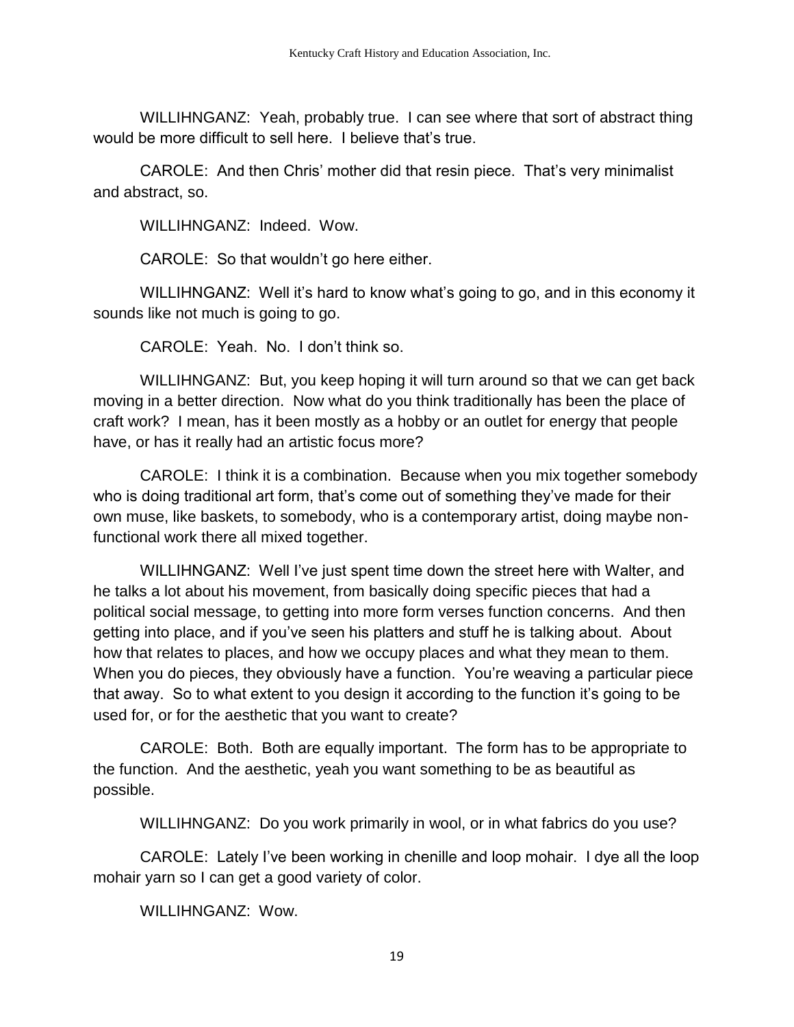WILLIHNGANZ: Yeah, probably true. I can see where that sort of abstract thing would be more difficult to sell here. I believe that's true.

CAROLE: And then Chris' mother did that resin piece. That's very minimalist and abstract, so.

WILLIHNGANZ: Indeed. Wow.

CAROLE: So that wouldn't go here either.

WILLIHNGANZ: Well it's hard to know what's going to go, and in this economy it sounds like not much is going to go.

CAROLE: Yeah. No. I don't think so.

WILLIHNGANZ: But, you keep hoping it will turn around so that we can get back moving in a better direction. Now what do you think traditionally has been the place of craft work? I mean, has it been mostly as a hobby or an outlet for energy that people have, or has it really had an artistic focus more?

CAROLE: I think it is a combination. Because when you mix together somebody who is doing traditional art form, that's come out of something they've made for their own muse, like baskets, to somebody, who is a contemporary artist, doing maybe non-functional work there all mixed together.

WILLIHNGANZ: Well I've just spent time down the street here with Walter, and he talks a lot about his movement, from basically doing specific pieces that had a political social message, to getting into more form verses function concerns. And then getting into place, and if you've seen his platters and stuff he is talking about. About how that relates to places, and how we occupy places and what they mean to them. When you do pieces, they obviously have a function. You're weaving a particular piece that away. So to what extent to you design it according to the function it's going to be used for, or for the aesthetic that you want to create?

CAROLE: Both. Both are equally important. The form has to be appropriate to the function. And the aesthetic, yeah you want something to be as beautiful as possible.

WILLIHNGANZ: Do you work primarily in wool, or in what fabrics do you use?

CAROLE: Lately I've been working in chenille and loop mohair. I dye all the loop mohair yarn so I can get a good variety of color.

WILLIHNGANZ: Wow.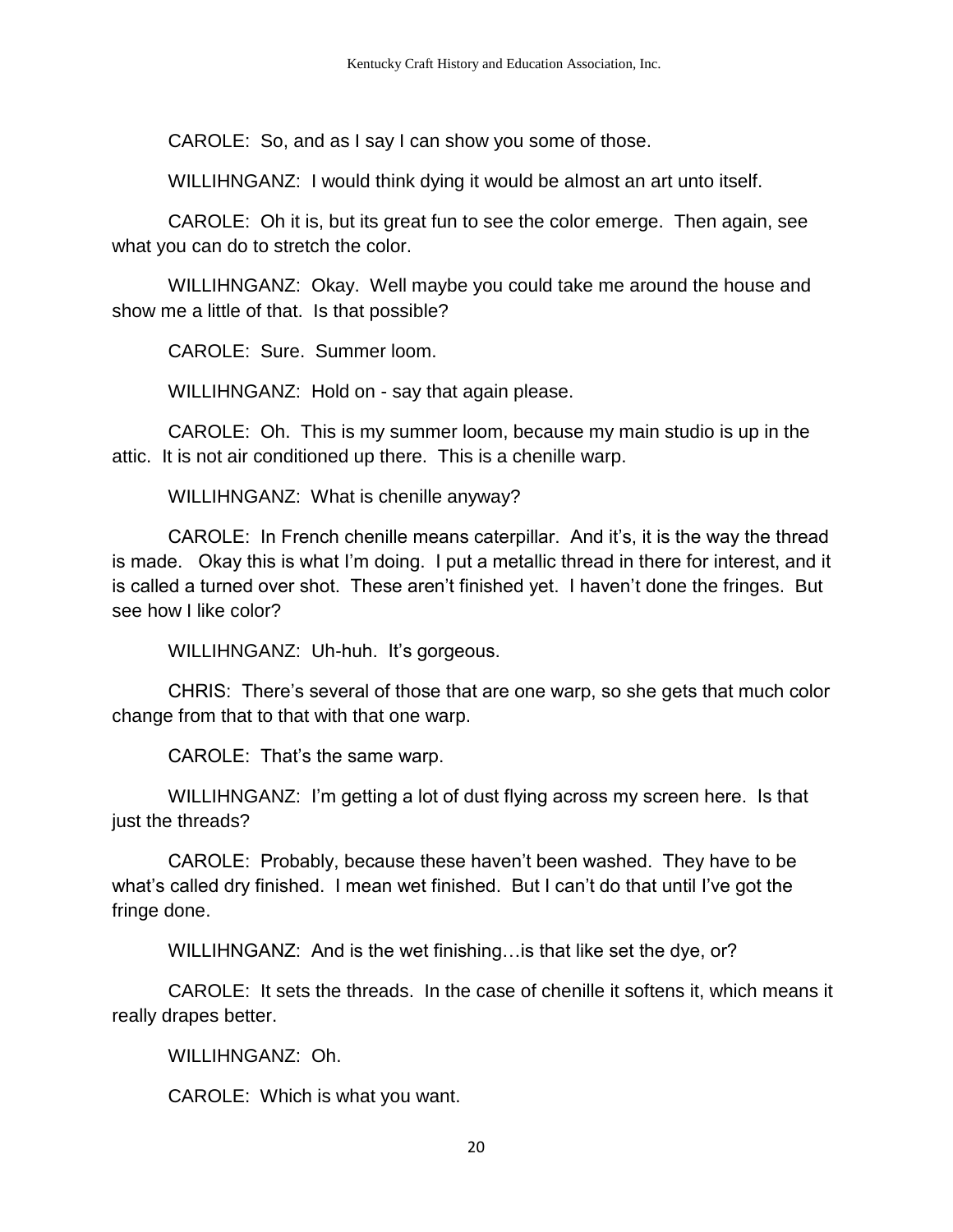CAROLE: So, and as I say I can show you some of those.

WILLIHNGANZ: I would think dying it would be almost an art unto itself.

CAROLE: Oh it is, but its great fun to see the color emerge. Then again, see what you can do to stretch the color.

WILLIHNGANZ: Okay. Well maybe you could take me around the house and show me a little of that. Is that possible?

CAROLE: Sure. Summer loom.

WILLIHNGANZ: Hold on - say that again please.

CAROLE: Oh. This is my summer loom, because my main studio is up in the attic. It is not air conditioned up there. This is a chenille warp.

WILLIHNGANZ: What is chenille anyway?

CAROLE: In French chenille means caterpillar. And it's, it is the way the thread is made. Okay this is what I'm doing. I put a metallic thread in there for interest, and it is called a turned over shot. These aren't finished yet. I haven't done the fringes. But see how I like color?

WILLIHNGANZ: Uh-huh. It's gorgeous.

CHRIS: There's several of those that are one warp, so she gets that much color change from that to that with that one warp.

CAROLE: That's the same warp.

WILLIHNGANZ: I'm getting a lot of dust flying across my screen here. Is that just the threads?

CAROLE: Probably, because these haven't been washed. They have to be what's called dry finished. I mean wet finished. But I can't do that until I've got the fringe done.

WILLIHNGANZ: And is the wet finishing…is that like set the dye, or?

CAROLE: It sets the threads. In the case of chenille it softens it, which means it really drapes better.

WILLIHNGANZ: Oh.

CAROLE: Which is what you want.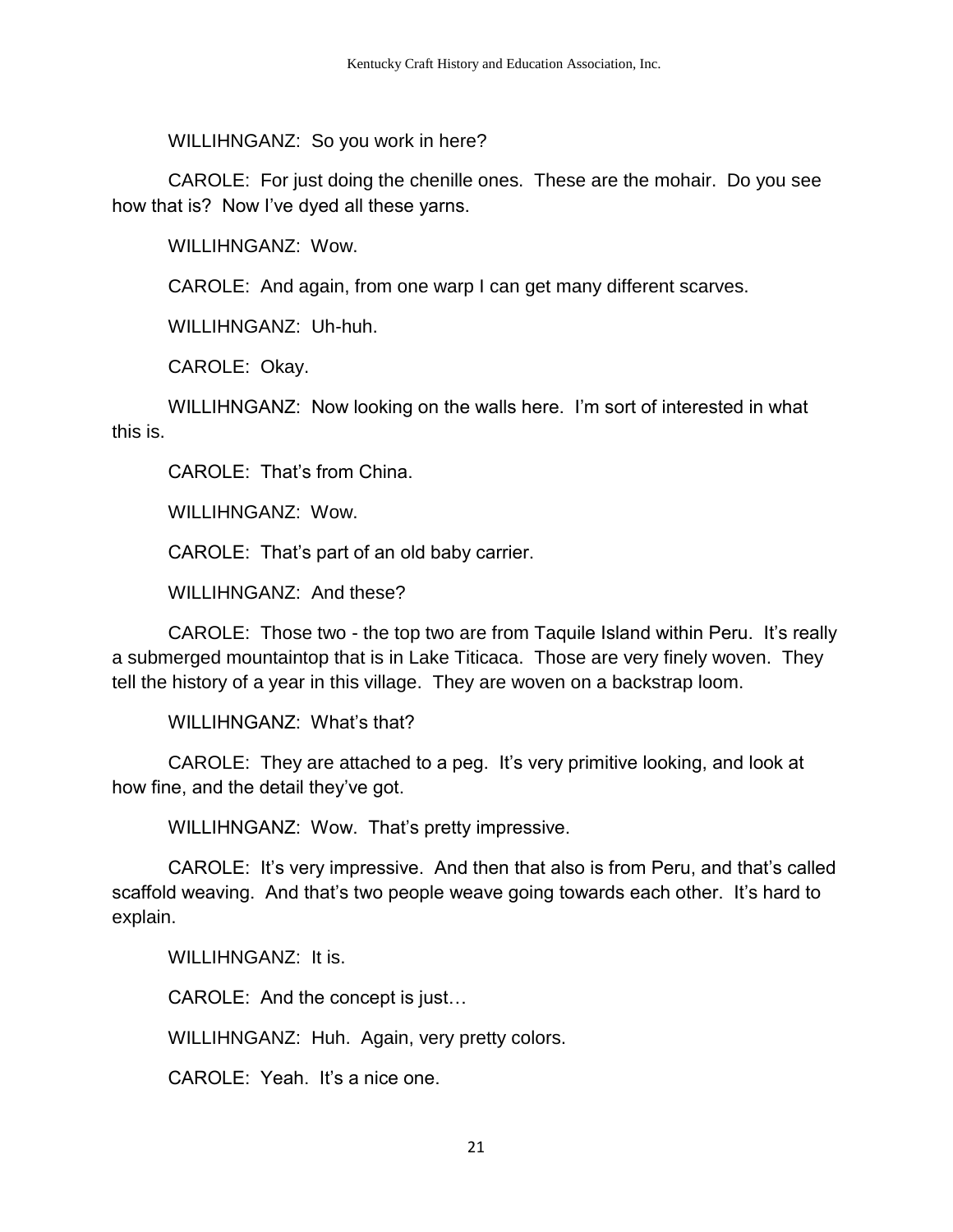WILLIHNGANZ: So you work in here?

CAROLE: For just doing the chenille ones. These are the mohair. Do you see how that is? Now I've dyed all these yarns.

WILLIHNGANZ: Wow.

CAROLE: And again, from one warp I can get many different scarves.

WILLIHNGANZ: Uh-huh.

CAROLE: Okay.

WILLIHNGANZ: Now looking on the walls here. I'm sort of interested in what this is.

CAROLE: That's from China.

WILLIHNGANZ: Wow.

CAROLE: That's part of an old baby carrier.

WILLIHNGANZ: And these?

CAROLE: Those two - the top two are from Taquile Island within Peru. It's really a submerged mountaintop that is in Lake Titicaca. Those are very finely woven. They tell the history of a year in this village. They are woven on a backstrap loom.

WILLIHNGANZ: What's that?

CAROLE: They are attached to a peg. It's very primitive looking, and look at how fine, and the detail they've got.

WILLIHNGANZ: Wow. That's pretty impressive.

CAROLE: It's very impressive. And then that also is from Peru, and that's called scaffold weaving. And that's two people weave going towards each other. It's hard to explain.

WILLIHNGANZ: It is.

CAROLE: And the concept is just…

WILLIHNGANZ: Huh. Again, very pretty colors.

CAROLE: Yeah. It's a nice one.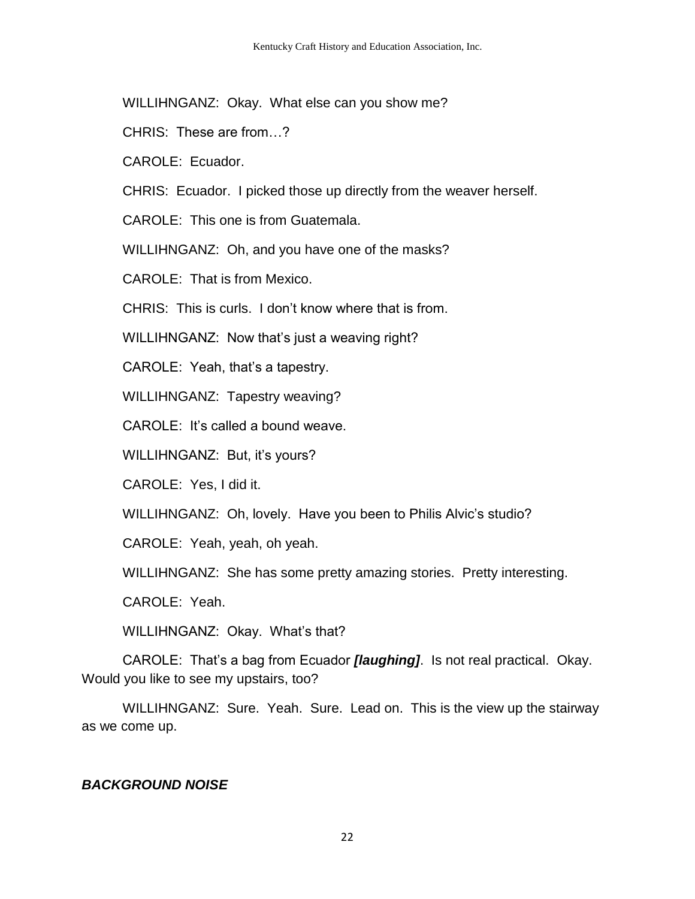WILLIHNGANZ: Okay. What else can you show me?

CHRIS: These are from…?

CAROLE: Ecuador.

CHRIS: Ecuador. I picked those up directly from the weaver herself.

CAROLE: This one is from Guatemala.

WILLIHNGANZ: Oh, and you have one of the masks?

CAROLE: That is from Mexico.

CHRIS: This is curls. I don't know where that is from.

WILLIHNGANZ: Now that's just a weaving right?

CAROLE: Yeah, that's a tapestry.

WILLIHNGANZ: Tapestry weaving?

CAROLE: It's called a bound weave.

WILLIHNGANZ: But, it's yours?

CAROLE: Yes, I did it.

WILLIHNGANZ: Oh, lovely. Have you been to Philis Alvic's studio?

CAROLE: Yeah, yeah, oh yeah.

WILLIHNGANZ: She has some pretty amazing stories. Pretty interesting.

CAROLE: Yeah.

WILLIHNGANZ: Okay. What's that?

CAROLE: That's a bag from Ecuador ***[laughing]***. Is not real practical. Okay. Would you like to see my upstairs, too?

WILLIHNGANZ: Sure. Yeah. Sure. Lead on. This is the view up the stairway as we come up.

***BACKGROUND NOISE***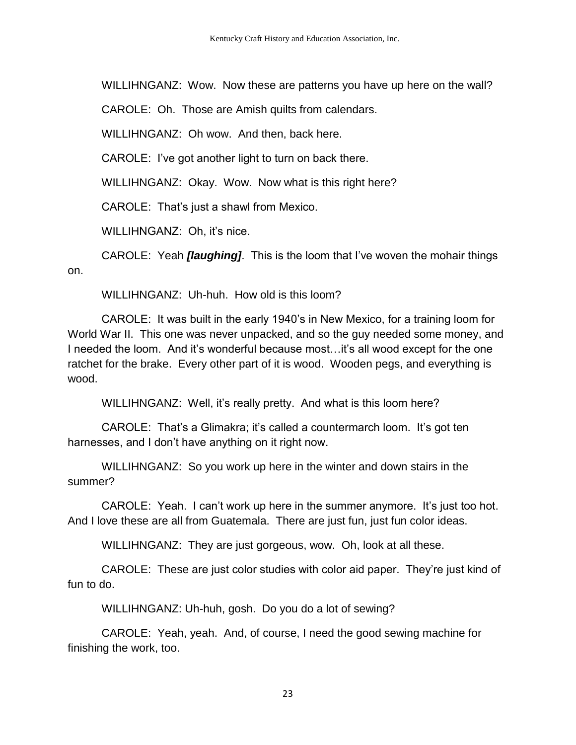WILLIHNGANZ: Wow. Now these are patterns you have up here on the wall?

CAROLE: Oh. Those are Amish quilts from calendars.

WILLIHNGANZ: Oh wow. And then, back here.

CAROLE: I've got another light to turn on back there.

WILLIHNGANZ: Okay. Wow. Now what is this right here?

CAROLE: That's just a shawl from Mexico.

WILLIHNGANZ: Oh, it's nice.

CAROLE: Yeah ***[laughing]***. This is the loom that I've woven the mohair things on.

WILLIHNGANZ: Uh-huh. How old is this loom?

CAROLE: It was built in the early 1940's in New Mexico, for a training loom for World War II. This one was never unpacked, and so the guy needed some money, and I needed the loom. And it's wonderful because most…it's all wood except for the one ratchet for the brake. Every other part of it is wood. Wooden pegs, and everything is wood.

WILLIHNGANZ: Well, it's really pretty. And what is this loom here?

CAROLE: That's a Glimakra; it's called a countermarch loom. It's got ten harnesses, and I don't have anything on it right now.

WILLIHNGANZ: So you work up here in the winter and down stairs in the summer?

CAROLE: Yeah. I can't work up here in the summer anymore. It's just too hot. And I love these are all from Guatemala. There are just fun, just fun color ideas.

WILLIHNGANZ: They are just gorgeous, wow. Oh, look at all these.

CAROLE: These are just color studies with color aid paper. They're just kind of fun to do.

WILLIHNGANZ: Uh-huh, gosh. Do you do a lot of sewing?

CAROLE: Yeah, yeah. And, of course, I need the good sewing machine for finishing the work, too.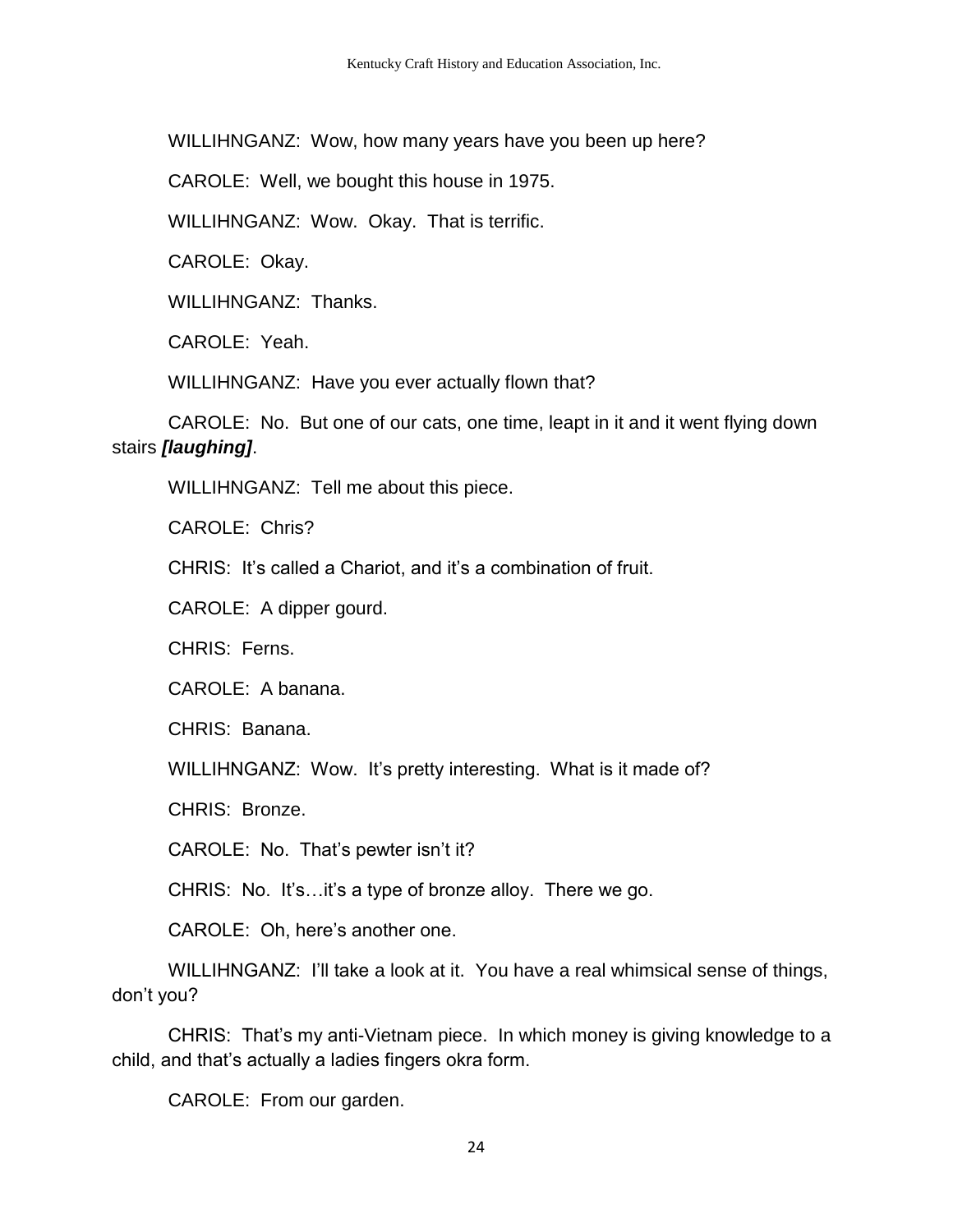WILLIHNGANZ: Wow, how many years have you been up here?

CAROLE: Well, we bought this house in 1975.

WILLIHNGANZ: Wow. Okay. That is terrific.

CAROLE: Okay.

WILLIHNGANZ: Thanks.

CAROLE: Yeah.

WILLIHNGANZ: Have you ever actually flown that?

CAROLE: No. But one of our cats, one time, leapt in it and it went flying down stairs ***[laughing]***.

WILLIHNGANZ: Tell me about this piece.

CAROLE: Chris?

CHRIS: It's called a Chariot, and it's a combination of fruit.

CAROLE: A dipper gourd.

CHRIS: Ferns.

CAROLE: A banana.

CHRIS: Banana.

WILLIHNGANZ: Wow. It's pretty interesting. What is it made of?

CHRIS: Bronze.

CAROLE: No. That's pewter isn't it?

CHRIS: No. It's…it's a type of bronze alloy. There we go.

CAROLE: Oh, here's another one.

WILLIHNGANZ: I'll take a look at it. You have a real whimsical sense of things, don't you?

CHRIS: That's my anti-Vietnam piece. In which money is giving knowledge to a child, and that's actually a ladies fingers okra form.

CAROLE: From our garden.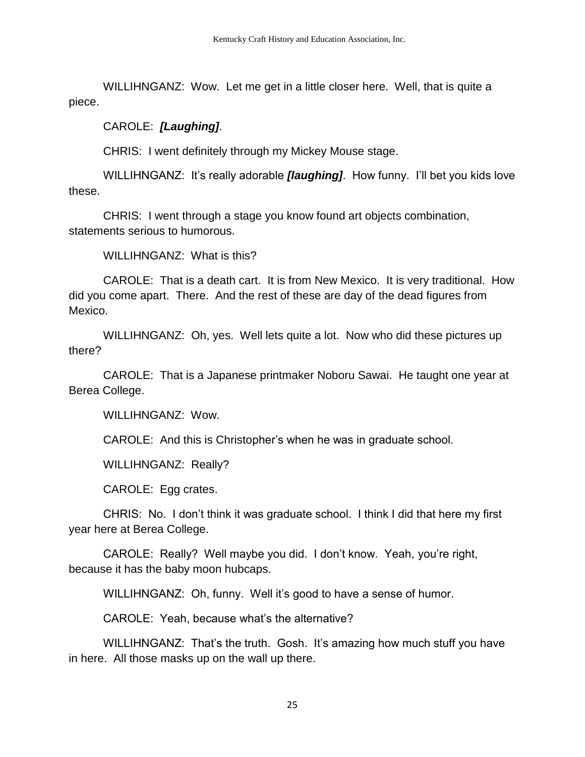WILLIHNGANZ: Wow. Let me get in a little closer here. Well, that is quite a piece.

CAROLE: ***[Laughing]***.

CHRIS: I went definitely through my Mickey Mouse stage.

WILLIHNGANZ: It's really adorable ***[laughing]***. How funny. I'll bet you kids love these.

CHRIS: I went through a stage you know found art objects combination, statements serious to humorous.

WILLIHNGANZ: What is this?

CAROLE: That is a death cart. It is from New Mexico. It is very traditional. How did you come apart. There. And the rest of these are day of the dead figures from Mexico.

WILLIHNGANZ: Oh, yes. Well lets quite a lot. Now who did these pictures up there?

CAROLE: That is a Japanese printmaker Noboru Sawai. He taught one year at Berea College.

WILLIHNGANZ: Wow.

CAROLE: And this is Christopher's when he was in graduate school.

WILLIHNGANZ: Really?

CAROLE: Egg crates.

CHRIS: No. I don't think it was graduate school. I think I did that here my first year here at Berea College.

CAROLE: Really? Well maybe you did. I don't know. Yeah, you're right, because it has the baby moon hubcaps.

WILLIHNGANZ: Oh, funny. Well it's good to have a sense of humor.

CAROLE: Yeah, because what's the alternative?

WILLIHNGANZ: That's the truth. Gosh. It's amazing how much stuff you have in here. All those masks up on the wall up there.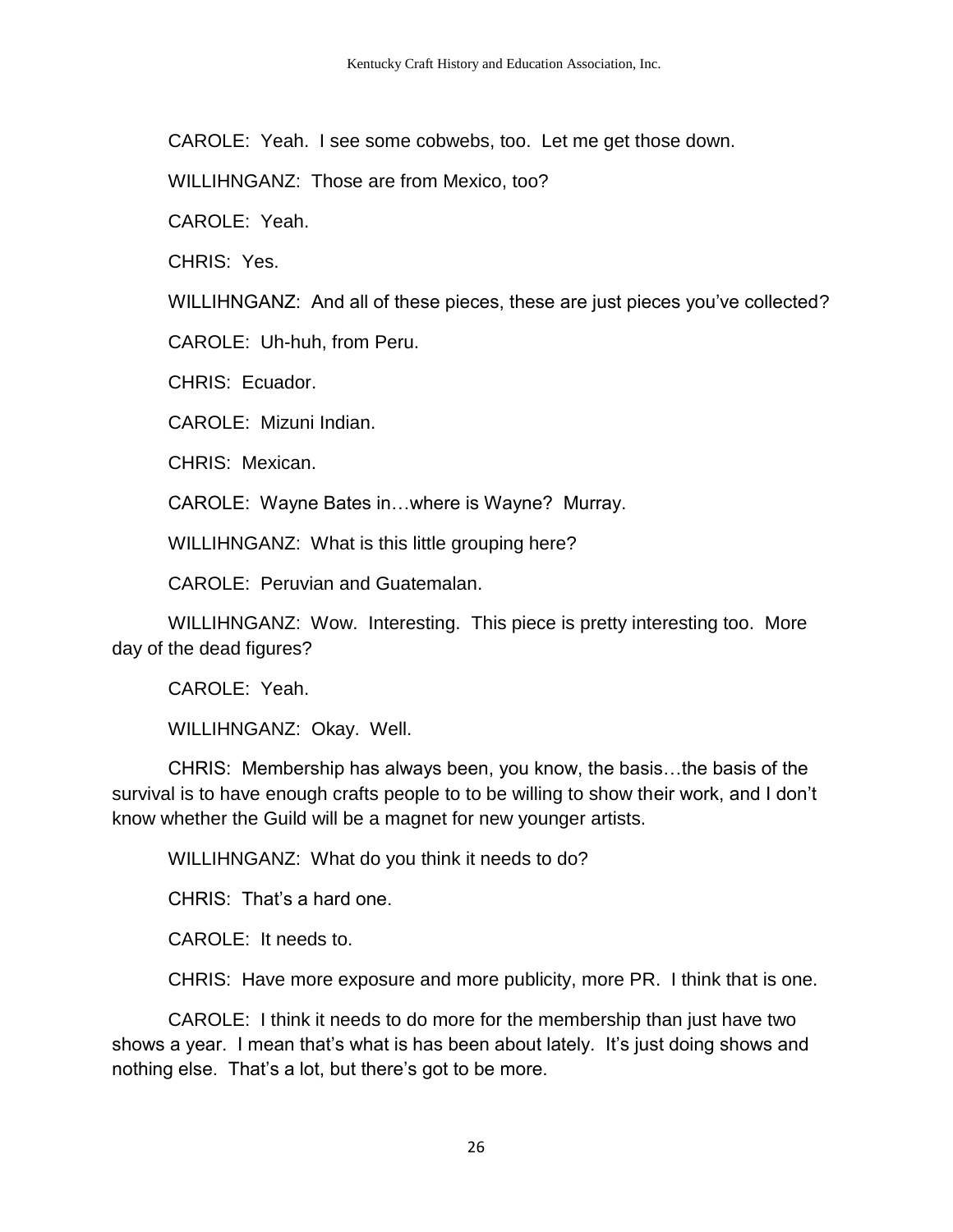CAROLE: Yeah. I see some cobwebs, too. Let me get those down.

WILLIHNGANZ: Those are from Mexico, too?

CAROLE: Yeah.

CHRIS: Yes.

WILLIHNGANZ: And all of these pieces, these are just pieces you've collected?

CAROLE: Uh-huh, from Peru.

CHRIS: Ecuador.

CAROLE: Mizuni Indian.

CHRIS: Mexican.

CAROLE: Wayne Bates in…where is Wayne? Murray.

WILLIHNGANZ: What is this little grouping here?

CAROLE: Peruvian and Guatemalan.

WILLIHNGANZ: Wow. Interesting. This piece is pretty interesting too. More day of the dead figures?

CAROLE: Yeah.

WILLIHNGANZ: Okay. Well.

CHRIS: Membership has always been, you know, the basis…the basis of the survival is to have enough crafts people to to be willing to show their work, and I don't know whether the Guild will be a magnet for new younger artists.

WILLIHNGANZ: What do you think it needs to do?

CHRIS: That's a hard one.

CAROLE: It needs to.

CHRIS: Have more exposure and more publicity, more PR. I think that is one.

CAROLE: I think it needs to do more for the membership than just have two shows a year. I mean that's what is has been about lately. It's just doing shows and nothing else. That's a lot, but there's got to be more.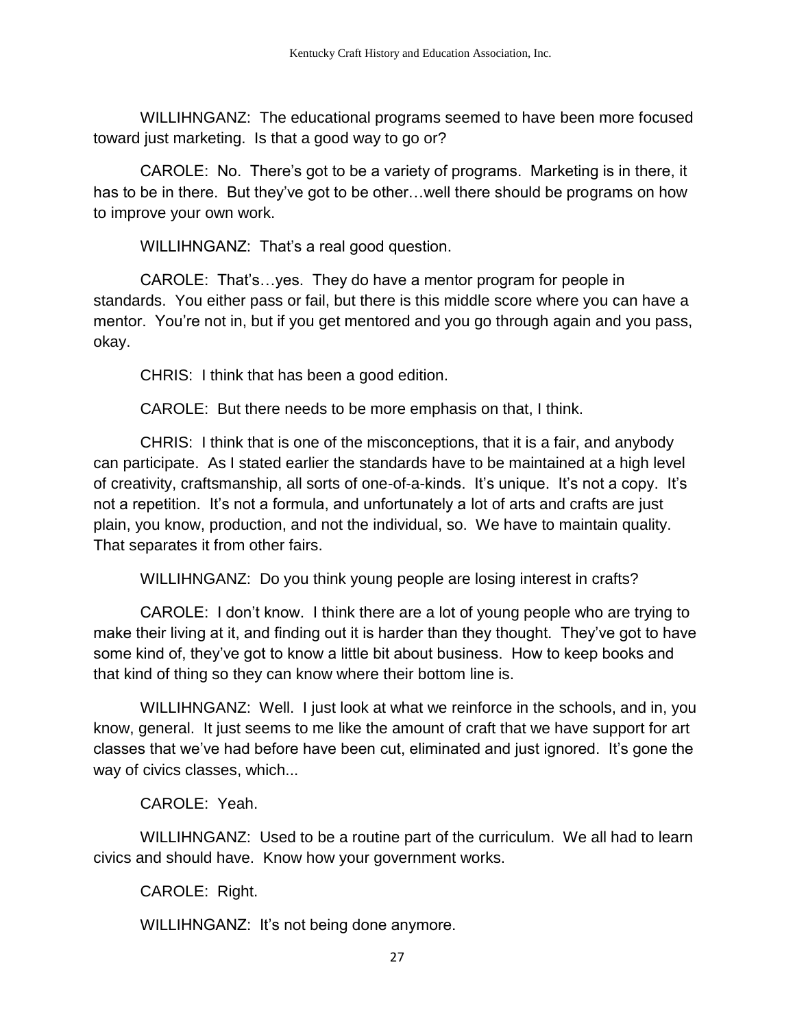WILLIHNGANZ: The educational programs seemed to have been more focused toward just marketing. Is that a good way to go or?

CAROLE: No. There's got to be a variety of programs. Marketing is in there, it has to be in there. But they've got to be other…well there should be programs on how to improve your own work.

WILLIHNGANZ: That's a real good question.

CAROLE: That's…yes. They do have a mentor program for people in standards. You either pass or fail, but there is this middle score where you can have a mentor. You're not in, but if you get mentored and you go through again and you pass, okay.

CHRIS: I think that has been a good edition.

CAROLE: But there needs to be more emphasis on that, I think.

CHRIS: I think that is one of the misconceptions, that it is a fair, and anybody can participate. As I stated earlier the standards have to be maintained at a high level of creativity, craftsmanship, all sorts of one-of-a-kinds. It's unique. It's not a copy. It's not a repetition. It's not a formula, and unfortunately a lot of arts and crafts are just plain, you know, production, and not the individual, so. We have to maintain quality. That separates it from other fairs.

WILLIHNGANZ: Do you think young people are losing interest in crafts?

CAROLE: I don't know. I think there are a lot of young people who are trying to make their living at it, and finding out it is harder than they thought. They've got to have some kind of, they've got to know a little bit about business. How to keep books and that kind of thing so they can know where their bottom line is.

WILLIHNGANZ: Well. I just look at what we reinforce in the schools, and in, you know, general. It just seems to me like the amount of craft that we have support for art classes that we've had before have been cut, eliminated and just ignored. It's gone the way of civics classes, which...

CAROLE: Yeah.

WILLIHNGANZ: Used to be a routine part of the curriculum. We all had to learn civics and should have. Know how your government works.

CAROLE: Right.

WILLIHNGANZ: It's not being done anymore.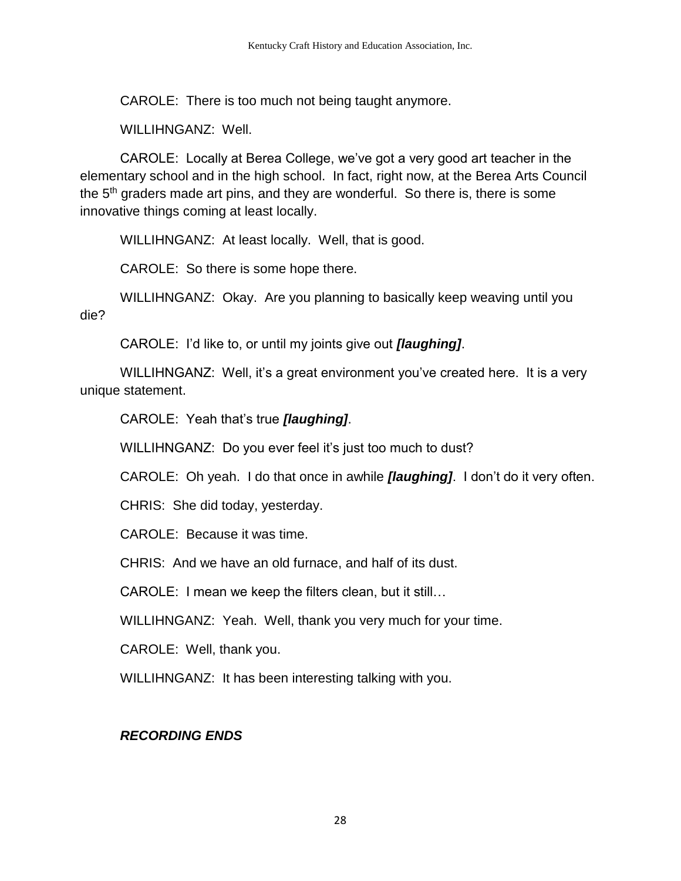CAROLE: There is too much not being taught anymore.

WILLIHNGANZ: Well.

CAROLE: Locally at Berea College, we've got a very good art teacher in the elementary school and in the high school. In fact, right now, at the Berea Arts Council the 5th graders made art pins, and they are wonderful. So there is, there is some innovative things coming at least locally.

WILLIHNGANZ: At least locally. Well, that is good.

CAROLE: So there is some hope there.

WILLIHNGANZ: Okay. Are you planning to basically keep weaving until you die?

CAROLE: I'd like to, or until my joints give out ***[laughing]***.

WILLIHNGANZ: Well, it's a great environment you've created here. It is a very unique statement.

CAROLE: Yeah that's true ***[laughing]***.

WILLIHNGANZ: Do you ever feel it's just too much to dust?

CAROLE: Oh yeah. I do that once in awhile ***[laughing]***. I don't do it very often.

CHRIS: She did today, yesterday.

CAROLE: Because it was time.

CHRIS: And we have an old furnace, and half of its dust.

CAROLE: I mean we keep the filters clean, but it still…

WILLIHNGANZ: Yeah. Well, thank you very much for your time.

CAROLE: Well, thank you.

WILLIHNGANZ: It has been interesting talking with you.

***RECORDING ENDS***